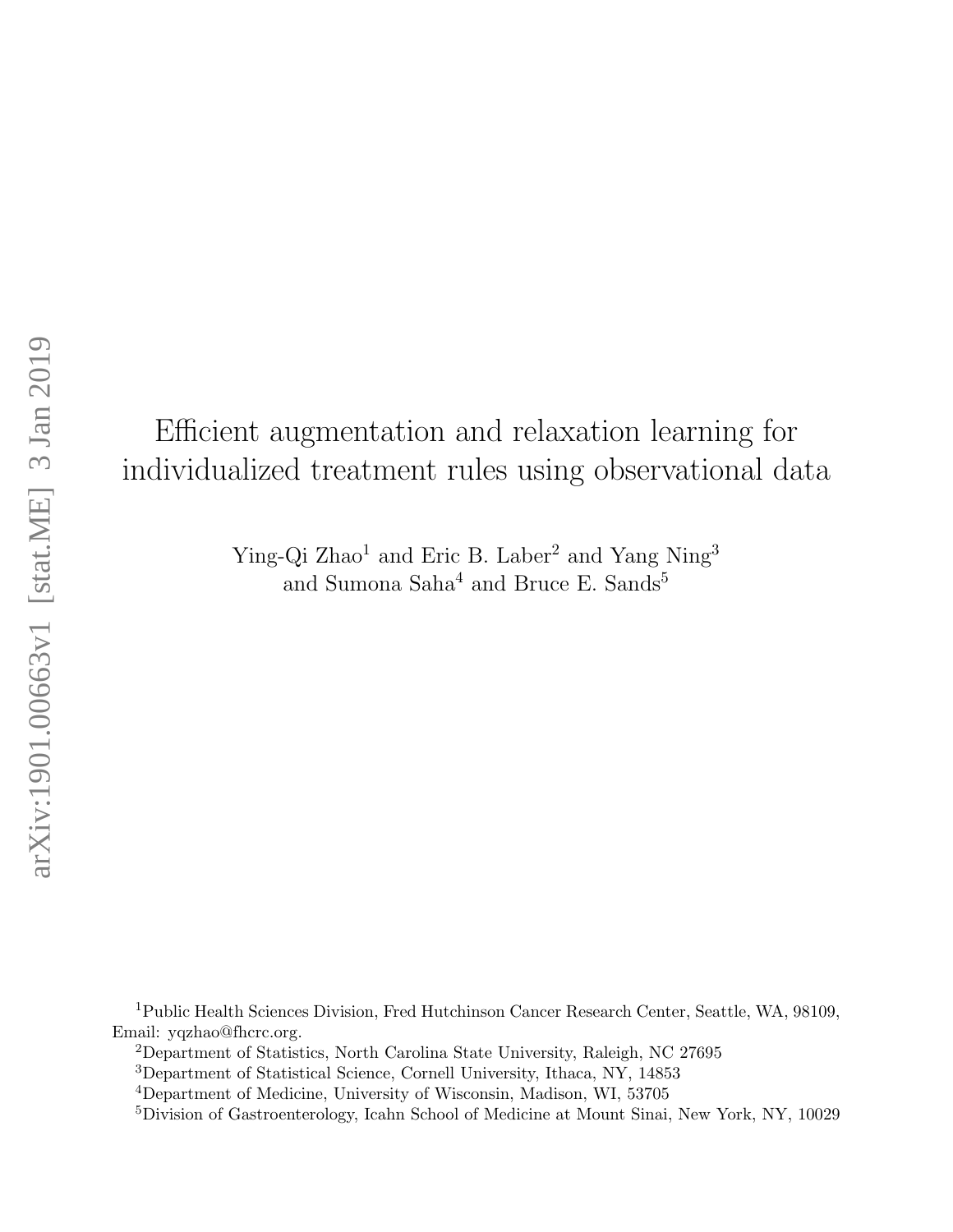# Efficient augmentation and relaxation learning for individualized treatment rules using observational data

Ying-Qi Zhao[1] and Eric B. Laber[2] and Yang Ning[3] and Sumona Saha[4] and Bruce E. Sands[5]

[1]Public Health Sciences Division, Fred Hutchinson Cancer Research Center, Seattle, WA, 98109, Email: yqzhao@fhcrc.org.

[2]Department of Statistics, North Carolina State University, Raleigh, NC 27695

[3]Department of Statistical Science, Cornell University, Ithaca, NY, 14853

[4]Department of Medicine, University of Wisconsin, Madison, WI, 53705

[5]Division of Gastroenterology, Icahn School of Medicine at Mount Sinai, New York, NY, 10029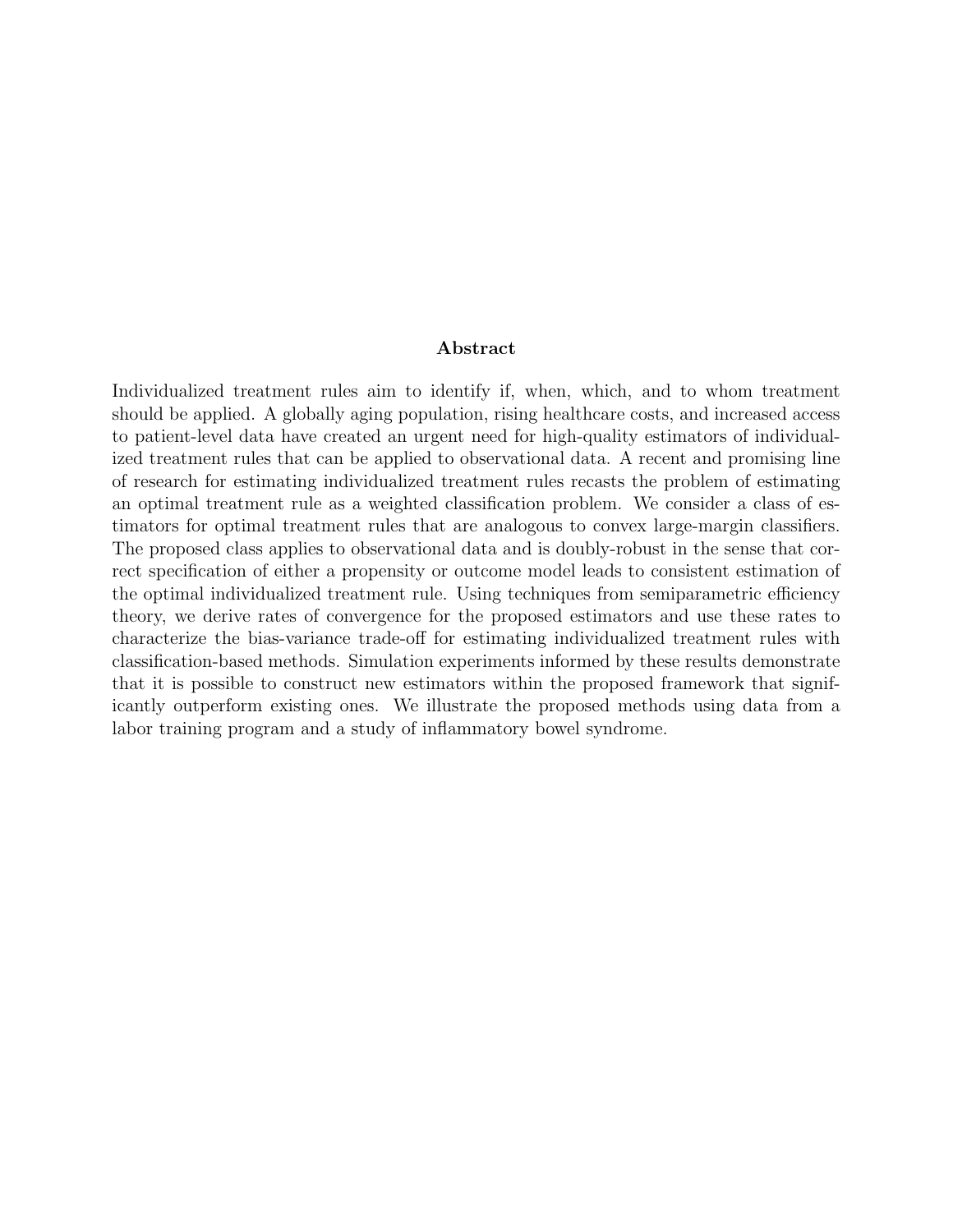## Abstract

Individualized treatment rules aim to identify if, when, which, and to whom treatment should be applied. A globally aging population, rising healthcare costs, and increased access to patient-level data have created an urgent need for high-quality estimators of individualized treatment rules that can be applied to observational data. A recent and promising line of research for estimating individualized treatment rules recasts the problem of estimating an optimal treatment rule as a weighted classification problem. We consider a class of estimators for optimal treatment rules that are analogous to convex large-margin classifiers. The proposed class applies to observational data and is doubly-robust in the sense that correct specification of either a propensity or outcome model leads to consistent estimation of the optimal individualized treatment rule. Using techniques from semiparametric efficiency theory, we derive rates of convergence for the proposed estimators and use these rates to characterize the bias-variance trade-off for estimating individualized treatment rules with classification-based methods. Simulation experiments informed by these results demonstrate that it is possible to construct new estimators within the proposed framework that significantly outperform existing ones. We illustrate the proposed methods using data from a labor training program and a study of inflammatory bowel syndrome.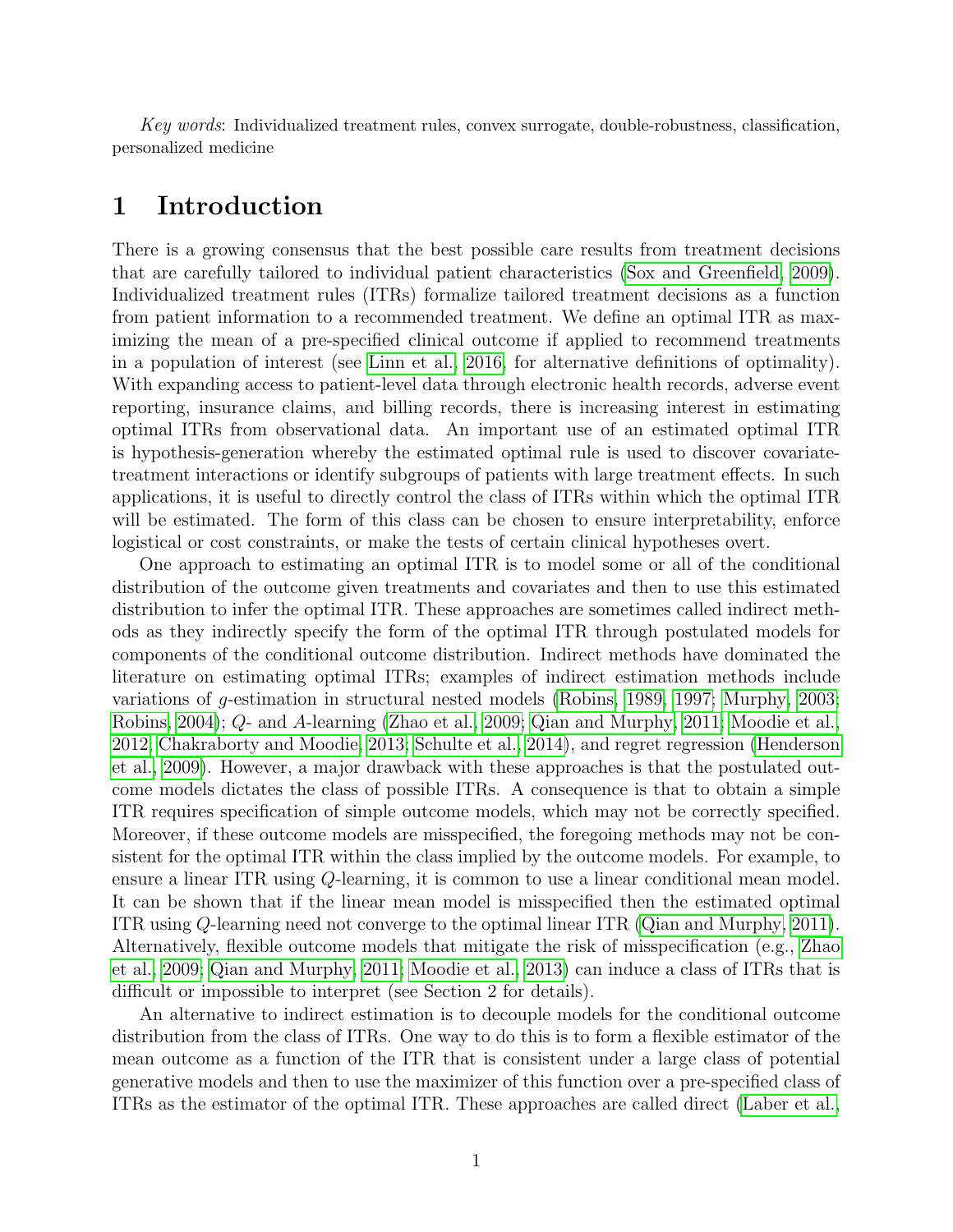*Key words*: Individualized treatment rules, convex surrogate, double-robustness, classification, personalized medicine

# 1 Introduction

There is a growing consensus that the best possible care results from treatment decisions that are carefully tailored to individual patient characteristics (Sox and Greenfield, 2009). Individualized treatment rules (ITRs) formalize tailored treatment decisions as a function from patient information to a recommended treatment. We define an optimal ITR as maximizing the mean of a pre-specified clinical outcome if applied to recommend treatments in a population of interest (see Linn et al., 2016, for alternative definitions of optimality). With expanding access to patient-level data through electronic health records, adverse event reporting, insurance claims, and billing records, there is increasing interest in estimating optimal ITRs from observational data. An important use of an estimated optimal ITR is hypothesis-generation whereby the estimated optimal rule is used to discover covariate-treatment interactions or identify subgroups of patients with large treatment effects. In such applications, it is useful to directly control the class of ITRs within which the optimal ITR will be estimated. The form of this class can be chosen to ensure interpretability, enforce logistical or cost constraints, or make the tests of certain clinical hypotheses overt.

One approach to estimating an optimal ITR is to model some or all of the conditional distribution of the outcome given treatments and covariates and then to use this estimated distribution to infer the optimal ITR. These approaches are sometimes called indirect methods as they indirectly specify the form of the optimal ITR through postulated models for components of the conditional outcome distribution. Indirect methods have dominated the literature on estimating optimal ITRs; examples of indirect estimation methods include variations of $g$-estimation in structural nested models (Robins, 1989, 1997; Murphy, 2003; Robins, 2004); $Q$- and $A$-learning (Zhao et al., 2009; Qian and Murphy, 2011; Moodie et al., 2012; Chakraborty and Moodie, 2013; Schulte et al., 2014), and regret regression (Henderson et al., 2009). However, a major drawback with these approaches is that the postulated outcome models dictates the class of possible ITRs. A consequence is that to obtain a simple ITR requires specification of simple outcome models, which may not be correctly specified. Moreover, if these outcome models are misspecified, the foregoing methods may not be consistent for the optimal ITR within the class implied by the outcome models. For example, to ensure a linear ITR using $Q$-learning, it is common to use a linear conditional mean model. It can be shown that if the linear mean model is misspecified then the estimated optimal ITR using $Q$-learning need not converge to the optimal linear ITR (Qian and Murphy, 2011). Alternatively, flexible outcome models that mitigate the risk of misspecification (e.g., Zhao et al., 2009; Qian and Murphy, 2011; Moodie et al., 2013) can induce a class of ITRs that is difficult or impossible to interpret (see Section 2 for details).

An alternative to indirect estimation is to decouple models for the conditional outcome distribution from the class of ITRs. One way to do this is to form a flexible estimator of the mean outcome as a function of the ITR that is consistent under a large class of potential generative models and then to use the maximizer of this function over a pre-specified class of ITRs as the estimator of the optimal ITR. These approaches are called direct (Laber et al.,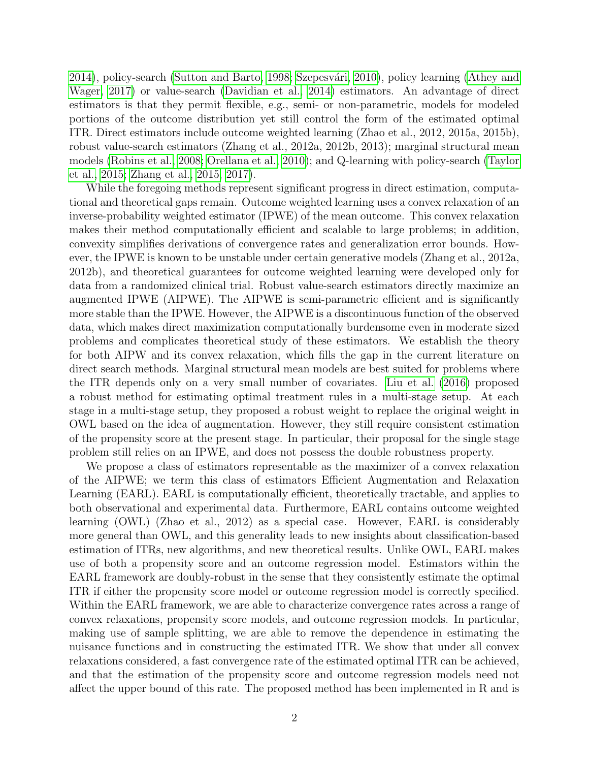2014), policy-search (Sutton and Barto, 1998; Szepesvári, 2010), policy learning (Athey and Wager, 2017) or value-search (Davidian et al., 2014) estimators. An advantage of direct estimators is that they permit flexible, e.g., semi- or non-parametric, models for modeled portions of the outcome distribution yet still control the form of the estimated optimal ITR. Direct estimators include outcome weighted learning (Zhao et al., 2012, 2015a, 2015b), robust value-search estimators (Zhang et al., 2012a, 2012b, 2013); marginal structural mean models (Robins et al., 2008; Orellana et al., 2010); and Q-learning with policy-search (Taylor et al., 2015; Zhang et al., 2015, 2017).

While the foregoing methods represent significant progress in direct estimation, computational and theoretical gaps remain. Outcome weighted learning uses a convex relaxation of an inverse-probability weighted estimator (IPWE) of the mean outcome. This convex relaxation makes their method computationally efficient and scalable to large problems; in addition, convexity simplifies derivations of convergence rates and generalization error bounds. However, the IPWE is known to be unstable under certain generative models (Zhang et al., 2012a, 2012b), and theoretical guarantees for outcome weighted learning were developed only for data from a randomized clinical trial. Robust value-search estimators directly maximize an augmented IPWE (AIPWE). The AIPWE is semi-parametric efficient and is significantly more stable than the IPWE. However, the AIPWE is a discontinuous function of the observed data, which makes direct maximization computationally burdensome even in moderate sized problems and complicates theoretical study of these estimators. We establish the theory for both AIPW and its convex relaxation, which fills the gap in the current literature on direct search methods. Marginal structural mean models are best suited for problems where the ITR depends only on a very small number of covariates. Liu et al. (2016) proposed a robust method for estimating optimal treatment rules in a multi-stage setup. At each stage in a multi-stage setup, they proposed a robust weight to replace the original weight in OWL based on the idea of augmentation. However, they still require consistent estimation of the propensity score at the present stage. In particular, their proposal for the single stage problem still relies on an IPWE, and does not possess the double robustness property.

We propose a class of estimators representable as the maximizer of a convex relaxation of the AIPWE; we term this class of estimators Efficient Augmentation and Relaxation Learning (EARL). EARL is computationally efficient, theoretically tractable, and applies to both observational and experimental data. Furthermore, EARL contains outcome weighted learning (OWL) (Zhao et al., 2012) as a special case. However, EARL is considerably more general than OWL, and this generality leads to new insights about classification-based estimation of ITRs, new algorithms, and new theoretical results. Unlike OWL, EARL makes use of both a propensity score and an outcome regression model. Estimators within the EARL framework are doubly-robust in the sense that they consistently estimate the optimal ITR if either the propensity score model or outcome regression model is correctly specified. Within the EARL framework, we are able to characterize convergence rates across a range of convex relaxations, propensity score models, and outcome regression models. In particular, making use of sample splitting, we are able to remove the dependence in estimating the nuisance functions and in constructing the estimated ITR. We show that under all convex relaxations considered, a fast convergence rate of the estimated optimal ITR can be achieved, and that the estimation of the propensity score and outcome regression models need not affect the upper bound of this rate. The proposed method has been implemented in R and is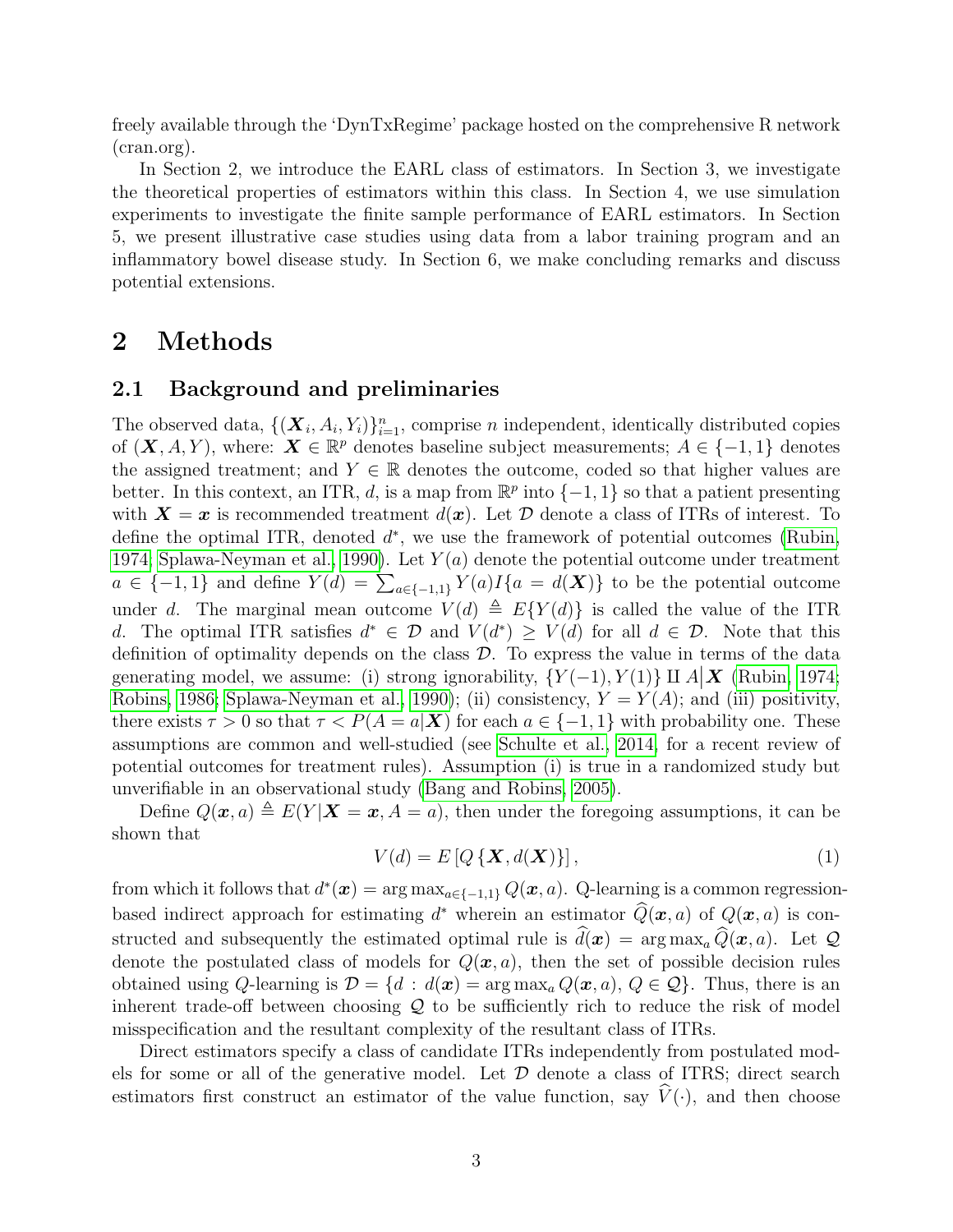freely available through the 'DynTxRegime' package hosted on the comprehensive R network (cran.org).

In Section 2, we introduce the EARL class of estimators. In Section 3, we investigate the theoretical properties of estimators within this class. In Section 4, we use simulation experiments to investigate the finite sample performance of EARL estimators. In Section 5, we present illustrative case studies using data from a labor training program and an inflammatory bowel disease study. In Section 6, we make concluding remarks and discuss potential extensions.

# 2 Methods

## 2.1 Background and preliminaries

The observed data, $\{(\boldsymbol{X}_i, A_i, Y_i)\}_{i=1}^n$, comprise $n$ independent, identically distributed copies of $(\boldsymbol{X}, A, Y)$, where: $\boldsymbol{X} \in \mathbb{R}^p$ denotes baseline subject measurements; $A \in \{-1, 1\}$ denotes the assigned treatment; and $Y \in \mathbb{R}$ denotes the outcome, coded so that higher values are better. In this context, an ITR, $d$, is a map from $\mathbb{R}^p$ into $\{-1, 1\}$ so that a patient presenting with $\boldsymbol{X} = \boldsymbol{x}$ is recommended treatment $d(\boldsymbol{x})$. Let $\mathcal{D}$ denote a class of ITRs of interest. To define the optimal ITR, denoted $d^*$, we use the framework of potential outcomes (Rubin, 1974; Splawa-Neyman et al., 1990). Let $Y(a)$ denote the potential outcome under treatment $a \in \{-1, 1\}$ and define $Y(d) = \sum_{a \in \{-1,1\}} Y(a) I\{a = d(\boldsymbol{X})\}$ to be the potential outcome under $d$. The marginal mean outcome $V(d) \triangleq E\{Y(d)\}$ is called the value of the ITR $d$. The optimal ITR satisfies $d^* \in \mathcal{D}$ and $V(d^*) \geq V(d)$ for all $d \in \mathcal{D}$. Note that this definition of optimality depends on the class $\mathcal{D}$. To express the value in terms of the data generating model, we assume: (i) strong ignorability, $\{Y(-1), Y(1)\} \perp\!\!\!\perp A \big| \boldsymbol{X}$ (Rubin, 1974; Robins, 1986; Splawa-Neyman et al., 1990); (ii) consistency, $Y = Y(A)$; and (iii) positivity, there exists $\tau > 0$ so that $\tau < P(A = a|\boldsymbol{X})$ for each $a \in \{-1, 1\}$ with probability one. These assumptions are common and well-studied (see Schulte et al., 2014, for a recent review of potential outcomes for treatment rules). Assumption (i) is true in a randomized study but unverifiable in an observational study (Bang and Robins, 2005).

Define $Q(\boldsymbol{x}, a) \triangleq E(Y|\boldsymbol{X} = \boldsymbol{x}, A = a)$, then under the foregoing assumptions, it can be shown that

$$V(d) = E\left[Q\left\{\boldsymbol{X}, d(\boldsymbol{X})\right\}\right], \tag{1}$$

from which it follows that $d^*(\boldsymbol{x}) = \arg\max_{a \in \{-1,1\}} Q(\boldsymbol{x}, a)$. Q-learning is a common regression-based indirect approach for estimating $d^*$ wherein an estimator $\widehat{Q}(\boldsymbol{x}, a)$ of $Q(\boldsymbol{x}, a)$ is constructed and subsequently the estimated optimal rule is $\widehat{d}(\boldsymbol{x}) = \arg\max_a \widehat{Q}(\boldsymbol{x}, a)$. Let $\mathcal{Q}$ denote the postulated class of models for $Q(\boldsymbol{x}, a)$, then the set of possible decision rules obtained using $Q$-learning is $\mathcal{D} = \{d : d(\boldsymbol{x}) = \arg\max_a Q(\boldsymbol{x}, a), Q \in \mathcal{Q}\}$. Thus, there is an inherent trade-off between choosing $\mathcal{Q}$ to be sufficiently rich to reduce the risk of model misspecification and the resultant complexity of the resultant class of ITRs.

Direct estimators specify a class of candidate ITRs independently from postulated models for some or all of the generative model. Let $\mathcal{D}$ denote a class of ITRS; direct search estimators first construct an estimator of the value function, say $\widehat{V}(\cdot)$, and then choose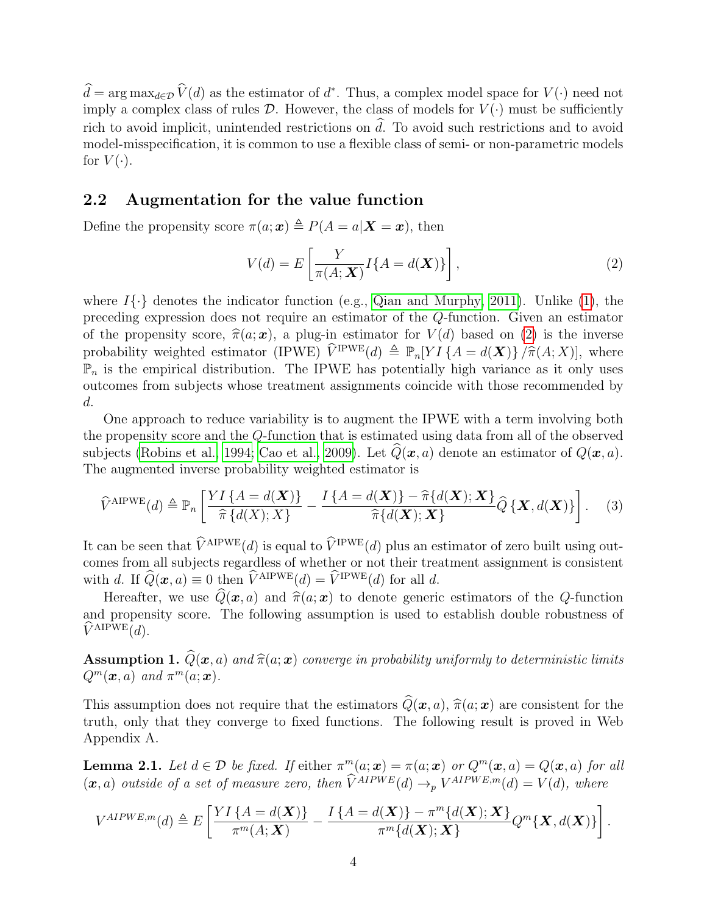$\widehat{d} = \arg\max_{d \in \mathcal{D}} \widehat{V}(d)$ as the estimator of $d^*$. Thus, a complex model space for $V(\cdot)$ need not imply a complex class of rules $\mathcal{D}$. However, the class of models for $V(\cdot)$ must be sufficiently rich to avoid implicit, unintended restrictions on $\widehat{d}$. To avoid such restrictions and to avoid model-misspecification, it is common to use a flexible class of semi- or non-parametric models for $V(\cdot)$.

## 2.2 Augmentation for the value function

Define the propensity score $\pi(a; \boldsymbol{x}) \triangleq P(A = a | \boldsymbol{X} = \boldsymbol{x})$, then

$$V(d) = E\left[\frac{Y}{\pi(A; \boldsymbol{X})} I\{A = d(\boldsymbol{X})\}\right], \tag{2}$$

where $I\{\cdot\}$ denotes the indicator function (e.g., Qian and Murphy, 2011). Unlike (1), the preceding expression does not require an estimator of the $Q$-function. Given an estimator of the propensity score, $\widehat{\pi}(a; \boldsymbol{x})$, a plug-in estimator for $V(d)$ based on (2) is the inverse probability weighted estimator (IPWE) $\widehat{V}^{\text{IPWE}}(d) \triangleq \mathbb{P}_n[YI\{A = d(\boldsymbol{X})\}/\widehat{\pi}(A; X)]$, where $\mathbb{P}_n$ is the empirical distribution. The IPWE has potentially high variance as it only uses outcomes from subjects whose treatment assignments coincide with those recommended by $d$.

One approach to reduce variability is to augment the IPWE with a term involving both the propensity score and the $Q$-function that is estimated using data from all of the observed subjects (Robins et al., 1994; Cao et al., 2009). Let $\widehat{Q}(\boldsymbol{x}, a)$ denote an estimator of $Q(\boldsymbol{x}, a)$. The augmented inverse probability weighted estimator is

$$\widehat{V}^{\text{AIPWE}}(d) \triangleq \mathbb{P}_n\left[\frac{YI\{A = d(\boldsymbol{X})\}}{\widehat{\pi}\{d(X); X\}} - \frac{I\{A = d(\boldsymbol{X})\} - \widehat{\pi}\{d(\boldsymbol{X}); \boldsymbol{X}\}}{\widehat{\pi}\{d(\boldsymbol{X}); \boldsymbol{X}\}} \widehat{Q}\{\boldsymbol{X}, d(\boldsymbol{X})\}\right]. \tag{3}$$

It can be seen that $\widehat{V}^{\text{AIPWE}}(d)$ is equal to $\widehat{V}^{\text{IPWE}}(d)$ plus an estimator of zero built using outcomes from all subjects regardless of whether or not their treatment assignment is consistent with $d$. If $\widehat{Q}(\boldsymbol{x}, a) \equiv 0$ then $\widehat{V}^{\text{AIPWE}}(d) = \widehat{V}^{\text{IPWE}}(d)$ for all $d$.

Hereafter, we use $\widehat{Q}(\boldsymbol{x}, a)$ and $\widehat{\pi}(a; \boldsymbol{x})$ to denote generic estimators of the $Q$-function and propensity score. The following assumption is used to establish double robustness of $\widehat{V}^{\text{AIPWE}}(d)$.

**Assumption 1.** *$\widehat{Q}(\boldsymbol{x}, a)$ and $\widehat{\pi}(a; \boldsymbol{x})$ converge in probability uniformly to deterministic limits $Q^m(\boldsymbol{x}, a)$ and $\pi^m(a; \boldsymbol{x})$.*

This assumption does not require that the estimators $\widehat{Q}(\boldsymbol{x}, a)$, $\widehat{\pi}(a; \boldsymbol{x})$ are consistent for the truth, only that they converge to fixed functions. The following result is proved in Web Appendix A.

**Lemma 2.1.** *Let $d \in \mathcal{D}$ be fixed. If* either *$\pi^m(a; \boldsymbol{x}) = \pi(a; \boldsymbol{x})$ or $Q^m(\boldsymbol{x}, a) = Q(\boldsymbol{x}, a)$ for all $(\boldsymbol{x}, a)$ outside of a set of measure zero, then $\widehat{V}^{AIPWE}(d) \to_p V^{AIPWE,m}(d) = V(d)$, where*

$$V^{AIPWE,m}(d) \triangleq E\left[\frac{YI\{A = d(\boldsymbol{X})\}}{\pi^m(A; \boldsymbol{X})} - \frac{I\{A = d(\boldsymbol{X})\} - \pi^m\{d(\boldsymbol{X}); \boldsymbol{X}\}}{\pi^m\{d(\boldsymbol{X}); \boldsymbol{X}\}} Q^m\{\boldsymbol{X}, d(\boldsymbol{X})\}\right].$$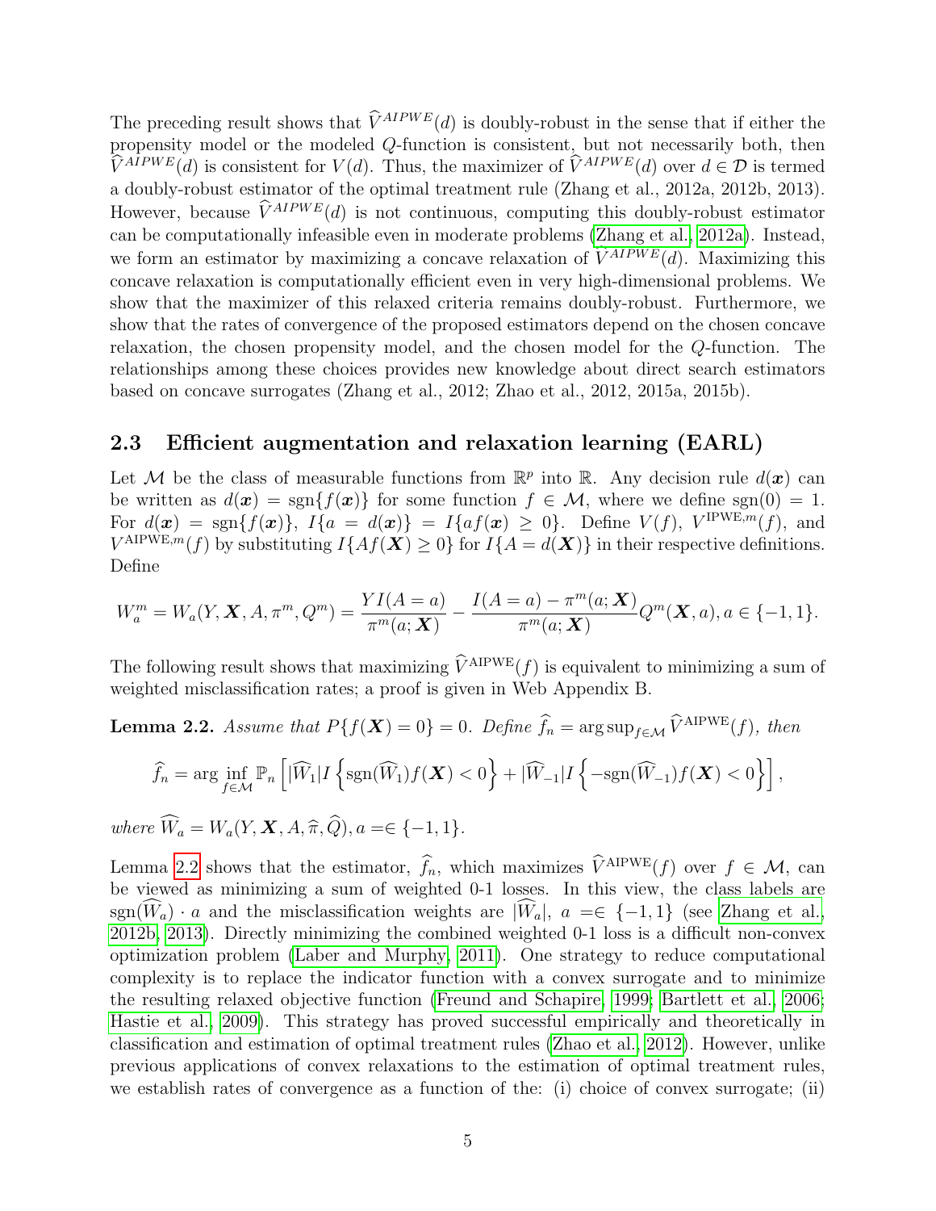The preceding result shows that $\widehat{V}^{AIPWE}(d)$ is doubly-robust in the sense that if either the propensity model or the modeled $Q$-function is consistent, but not necessarily both, then $\widehat{V}^{AIPWE}(d)$ is consistent for $V(d)$. Thus, the maximizer of $\widehat{V}^{AIPWE}(d)$ over $d \in \mathcal{D}$ is termed a doubly-robust estimator of the optimal treatment rule (Zhang et al., 2012a, 2012b, 2013). However, because $\widehat{V}^{AIPWE}(d)$ is not continuous, computing this doubly-robust estimator can be computationally infeasible even in moderate problems (Zhang et al., 2012a). Instead, we form an estimator by maximizing a concave relaxation of $\widehat{V}^{AIPWE}(d)$. Maximizing this concave relaxation is computationally efficient even in very high-dimensional problems. We show that the maximizer of this relaxed criteria remains doubly-robust. Furthermore, we show that the rates of convergence of the proposed estimators depend on the chosen concave relaxation, the chosen propensity model, and the chosen model for the $Q$-function. The relationships among these choices provides new knowledge about direct search estimators based on concave surrogates (Zhang et al., 2012; Zhao et al., 2012, 2015a, 2015b).

## 2.3 Efficient augmentation and relaxation learning (EARL)

Let $\mathcal{M}$ be the class of measurable functions from $\mathbb{R}^p$ into $\mathbb{R}$. Any decision rule $d(\boldsymbol{x})$ can be written as $d(\boldsymbol{x}) = \text{sgn}\{f(\boldsymbol{x})\}$ for some function $f \in \mathcal{M}$, where we define $\text{sgn}(0) = 1$. For $d(\boldsymbol{x}) = \text{sgn}\{f(\boldsymbol{x})\}$, $I\{a = d(\boldsymbol{x})\} = I\{af(\boldsymbol{x}) \geq 0\}$. Define $V(f)$, $V^{\text{IPWE},m}(f)$, and $V^{\text{AIPWE},m}(f)$ by substituting $I\{Af(\boldsymbol{X}) \geq 0\}$ for $I\{A = d(\boldsymbol{X})\}$ in their respective definitions. Define

$$W_a^m = W_a(Y, \boldsymbol{X}, A, \pi^m, Q^m) = \frac{YI(A=a)}{\pi^m(a;\boldsymbol{X})} - \frac{I(A=a) - \pi^m(a;\boldsymbol{X})}{\pi^m(a;\boldsymbol{X})} Q^m(\boldsymbol{X}, a), a \in \{-1, 1\}.$$

The following result shows that maximizing $\widehat{V}^{\text{AIPWE}}(f)$ is equivalent to minimizing a sum of weighted misclassification rates; a proof is given in Web Appendix B.

**Lemma 2.2.** *Assume that $P\{f(\boldsymbol{X}) = 0\} = 0$. Define $\widehat{f}_n = \arg\sup_{f\in\mathcal{M}} \widehat{V}^{\text{AIPWE}}(f)$, then*

$$\widehat{f}_n = \arg\inf_{f\in\mathcal{M}} \mathbb{P}_n \left[ |\widehat{W}_1| I\left\{ \text{sgn}(\widehat{W}_1) f(\boldsymbol{X}) < 0 \right\} + |\widehat{W}_{-1}| I\left\{ -\text{sgn}(\widehat{W}_{-1}) f(\boldsymbol{X}) < 0 \right\} \right],$$

*where $\widehat{W}_a = W_a(Y, \boldsymbol{X}, A, \widehat{\pi}, \widehat{Q})$, $a = \in \{-1, 1\}$.*

Lemma 2.2 shows that the estimator, $\widehat{f}_n$, which maximizes $\widehat{V}^{\text{AIPWE}}(f)$ over $f \in \mathcal{M}$, can be viewed as minimizing a sum of weighted 0-1 losses. In this view, the class labels are $\text{sgn}(\widehat{W}_a) \cdot a$ and the misclassification weights are $|\widehat{W}_a|$, $a = \in \{-1, 1\}$ (see Zhang et al., 2012b, 2013). Directly minimizing the combined weighted 0-1 loss is a difficult non-convex optimization problem (Laber and Murphy, 2011). One strategy to reduce computational complexity is to replace the indicator function with a convex surrogate and to minimize the resulting relaxed objective function (Freund and Schapire, 1999; Bartlett et al., 2006; Hastie et al., 2009). This strategy has proved successful empirically and theoretically in classification and estimation of optimal treatment rules (Zhao et al., 2012). However, unlike previous applications of convex relaxations to the estimation of optimal treatment rules, we establish rates of convergence as a function of the: (i) choice of convex surrogate; (ii)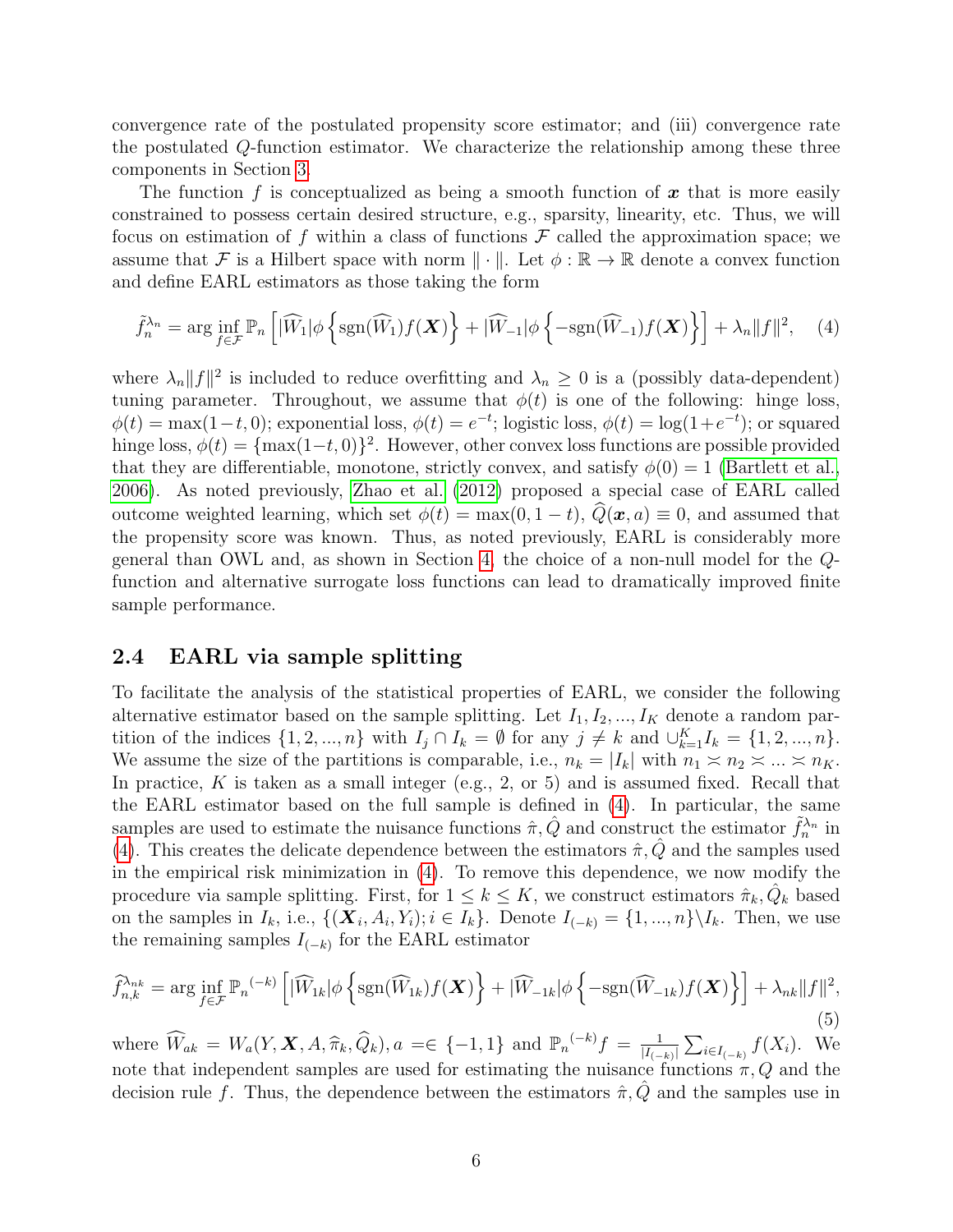convergence rate of the postulated propensity score estimator; and (iii) convergence rate the postulated $Q$-function estimator. We characterize the relationship among these three components in Section 3.

The function $f$ is conceptualized as being a smooth function of $\boldsymbol{x}$ that is more easily constrained to possess certain desired structure, e.g., sparsity, linearity, etc. Thus, we will focus on estimation of $f$ within a class of functions $\mathcal{F}$ called the approximation space; we assume that $\mathcal{F}$ is a Hilbert space with norm $\|\cdot\|$. Let $\phi : \mathbb{R} \to \mathbb{R}$ denote a convex function and define EARL estimators as those taking the form

$$\tilde{f}_n^{\lambda_n} = \arg\inf_{f\in\mathcal{F}} \mathbb{P}_n \left[ |\widehat{W}_1| \phi\left\{ \text{sgn}(\widehat{W}_1) f(\boldsymbol{X}) \right\} + |\widehat{W}_{-1}| \phi\left\{ -\text{sgn}(\widehat{W}_{-1}) f(\boldsymbol{X}) \right\} \right] + \lambda_n \|f\|^2, \quad (4)$$

where $\lambda_n \|f\|^2$ is included to reduce overfitting and $\lambda_n \geq 0$ is a (possibly data-dependent) tuning parameter. Throughout, we assume that $\phi(t)$ is one of the following: hinge loss, $\phi(t) = \max(1-t, 0)$; exponential loss, $\phi(t) = e^{-t}$; logistic loss, $\phi(t) = \log(1+e^{-t})$; or squared hinge loss, $\phi(t) = \{\max(1-t, 0)\}^2$. However, other convex loss functions are possible provided that they are differentiable, monotone, strictly convex, and satisfy $\phi(0) = 1$ (Bartlett et al., 2006). As noted previously, Zhao et al. (2012) proposed a special case of EARL called outcome weighted learning, which set $\phi(t) = \max(0, 1-t)$, $\widehat{Q}(\boldsymbol{x}, a) \equiv 0$, and assumed that the propensity score was known. Thus, as noted previously, EARL is considerably more general than OWL and, as shown in Section 4, the choice of a non-null model for the $Q$-function and alternative surrogate loss functions can lead to dramatically improved finite sample performance.

## 2.4 EARL via sample splitting

To facilitate the analysis of the statistical properties of EARL, we consider the following alternative estimator based on the sample splitting. Let $I_1, I_2, ..., I_K$ denote a random partition of the indices $\{1, 2, ..., n\}$ with $I_j \cap I_k = \emptyset$ for any $j \neq k$ and $\cup_{k=1}^K I_k = \{1, 2, ..., n\}$. We assume the size of the partitions is comparable, i.e., $n_k = |I_k|$ with $n_1 \asymp n_2 \asymp ... \asymp n_K$. In practice, $K$ is taken as a small integer (e.g., 2, or 5) and is assumed fixed. Recall that the EARL estimator based on the full sample is defined in (4). In particular, the same samples are used to estimate the nuisance functions $\hat{\pi}, \hat{Q}$ and construct the estimator $\tilde{f}_n^{\lambda_n}$ in (4). This creates the delicate dependence between the estimators $\hat{\pi}, \hat{Q}$ and the samples used in the empirical risk minimization in (4). To remove this dependence, we now modify the procedure via sample splitting. First, for $1 \leq k \leq K$, we construct estimators $\hat{\pi}_k, \hat{Q}_k$ based on the samples in $I_k$, i.e., $\{(\boldsymbol{X}_i, A_i, Y_i); i \in I_k\}$. Denote $I_{(-k)} = \{1, ..., n\} \backslash I_k$. Then, we use the remaining samples $I_{(-k)}$ for the EARL estimator

$$\widehat{f}_{n,k}^{\lambda_{nk}} = \arg\inf_{f\in\mathcal{F}} \mathbb{P}_n{}^{(-k)} \left[ |\widehat{W}_{1k}| \phi\left\{ \text{sgn}(\widehat{W}_{1k}) f(\boldsymbol{X}) \right\} + |\widehat{W}_{-1k}| \phi\left\{ -\text{sgn}(\widehat{W}_{-1k}) f(\boldsymbol{X}) \right\} \right] + \lambda_{nk} \|f\|^2, \quad (5)$$

where $\widehat{W}_{ak} = W_a(Y, \boldsymbol{X}, A, \widehat{\pi}_k, \widehat{Q}_k), a =\in \{-1, 1\}$ and $\mathbb{P}_n{}^{(-k)} f = \frac{1}{|I_{(-k)}|} \sum_{i\in I_{(-k)}} f(X_i)$. We note that independent samples are used for estimating the nuisance functions $\pi, Q$ and the decision rule $f$. Thus, the dependence between the estimators $\hat{\pi}, \hat{Q}$ and the samples use in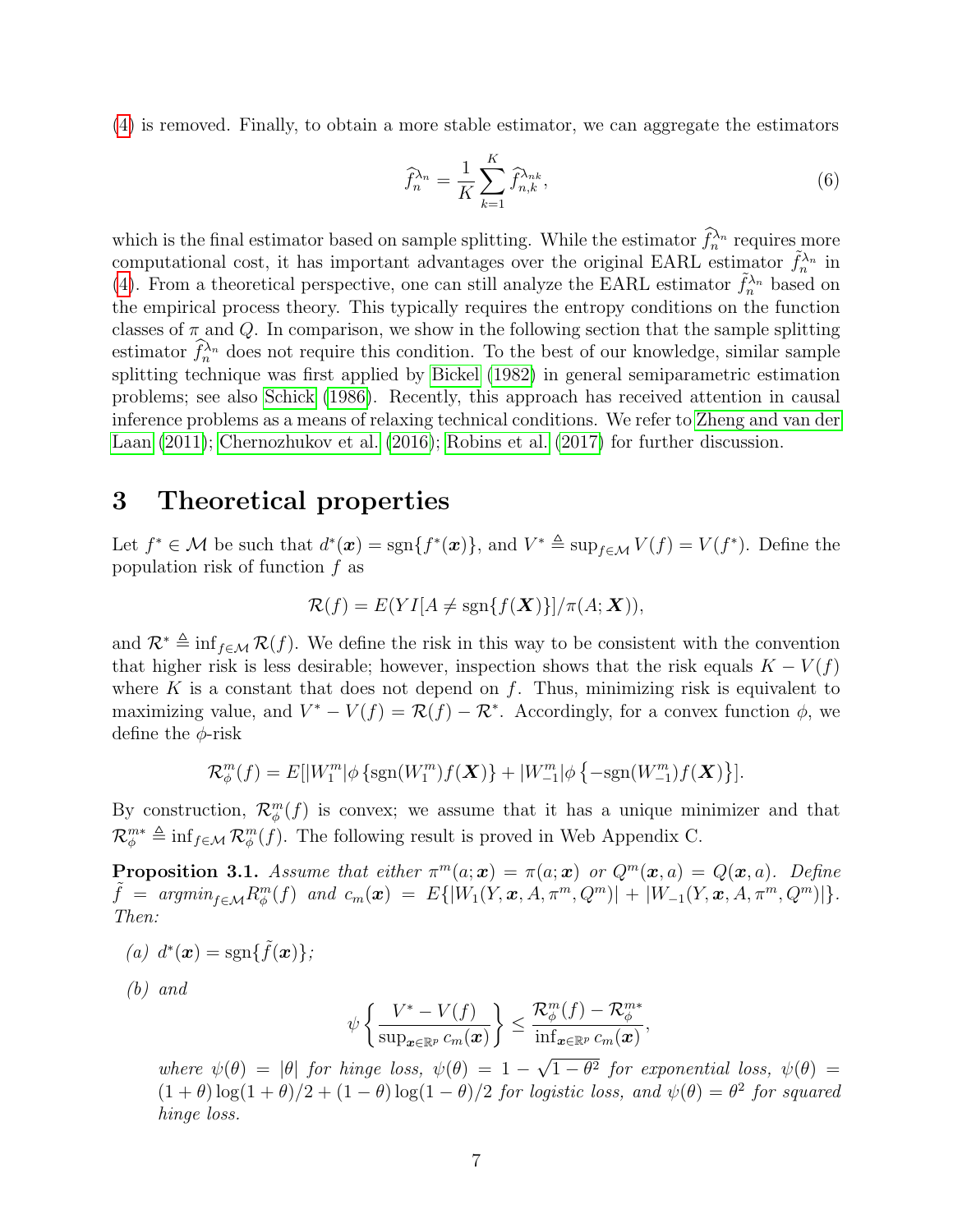(4) is removed. Finally, to obtain a more stable estimator, we can aggregate the estimators

$$\widehat{f}_n^{\lambda_n} = \frac{1}{K}\sum_{k=1}^{K} \widehat{f}_{n,k}^{\lambda_{nk}}, \tag{6}$$

which is the final estimator based on sample splitting. While the estimator $\widehat{f}_n^{\lambda_n}$ requires more computational cost, it has important advantages over the original EARL estimator $\tilde{f}_n^{\lambda_n}$ in (4). From a theoretical perspective, one can still analyze the EARL estimator $\tilde{f}_n^{\lambda_n}$ based on the empirical process theory. This typically requires the entropy conditions on the function classes of $\pi$ and $Q$. In comparison, we show in the following section that the sample splitting estimator $\widehat{f}_n^{\lambda_n}$ does not require this condition. To the best of our knowledge, similar sample splitting technique was first applied by Bickel (1982) in general semiparametric estimation problems; see also Schick (1986). Recently, this approach has received attention in causal inference problems as a means of relaxing technical conditions. We refer to Zheng and van der Laan (2011); Chernozhukov et al. (2016); Robins et al. (2017) for further discussion.

# 3 Theoretical properties

Let $f^* \in \mathcal{M}$ be such that $d^*(\boldsymbol{x}) = \text{sgn}\{f^*(\boldsymbol{x})\}$, and $V^* \triangleq \sup_{f\in\mathcal{M}} V(f) = V(f^*)$. Define the population risk of function $f$ as

$$\mathcal{R}(f) = E(YI[A \neq \text{sgn}\{f(\boldsymbol{X})\}]/\pi(A;\boldsymbol{X})),$$

and $\mathcal{R}^* \triangleq \inf_{f\in\mathcal{M}} \mathcal{R}(f)$. We define the risk in this way to be consistent with the convention that higher risk is less desirable; however, inspection shows that the risk equals $K - V(f)$ where $K$ is a constant that does not depend on $f$. Thus, minimizing risk is equivalent to maximizing value, and $V^* - V(f) = \mathcal{R}(f) - \mathcal{R}^*$. Accordingly, for a convex function $\phi$, we define the $\phi$-risk

$$\mathcal{R}_\phi^m(f) = E[|W_1^m|\phi\left\{\text{sgn}(W_1^m)f(\boldsymbol{X})\right\} + |W_{-1}^m|\phi\left\{-\text{sgn}(W_{-1}^m)f(\boldsymbol{X})\right\}].$$

By construction, $\mathcal{R}_\phi^m(f)$ is convex; we assume that it has a unique minimizer and that $\mathcal{R}_\phi^{m*} \triangleq \inf_{f\in\mathcal{M}} \mathcal{R}_\phi^m(f)$. The following result is proved in Web Appendix C.

**Proposition 3.1.** *Assume that either $\pi^m(a;\boldsymbol{x}) = \pi(a;\boldsymbol{x})$ or $Q^m(\boldsymbol{x},a) = Q(\boldsymbol{x},a)$. Define $\tilde{f} = argmin_{f\in\mathcal{M}} R_\phi^m(f)$ and $c_m(\boldsymbol{x}) = E\{|W_1(Y,\boldsymbol{x},A,\pi^m,Q^m)| + |W_{-1}(Y,\boldsymbol{x},A,\pi^m,Q^m)|\}$. Then:*

*(a) $d^*(\boldsymbol{x}) = \text{sgn}\{\tilde{f}(\boldsymbol{x})\}$;*

*(b) and*

$$\psi\left\{\frac{V^* - V(f)}{\sup_{\boldsymbol{x}\in\mathbb{R}^p} c_m(\boldsymbol{x})}\right\} \leq \frac{\mathcal{R}_\phi^m(f) - \mathcal{R}_\phi^{m*}}{\inf_{\boldsymbol{x}\in\mathbb{R}^p} c_m(\boldsymbol{x})},$$

*where $\psi(\theta) = |\theta|$ for hinge loss, $\psi(\theta) = 1 - \sqrt{1-\theta^2}$ for exponential loss, $\psi(\theta) = (1+\theta)\log(1+\theta)/2 + (1-\theta)\log(1-\theta)/2$ for logistic loss, and $\psi(\theta) = \theta^2$ for squared hinge loss.*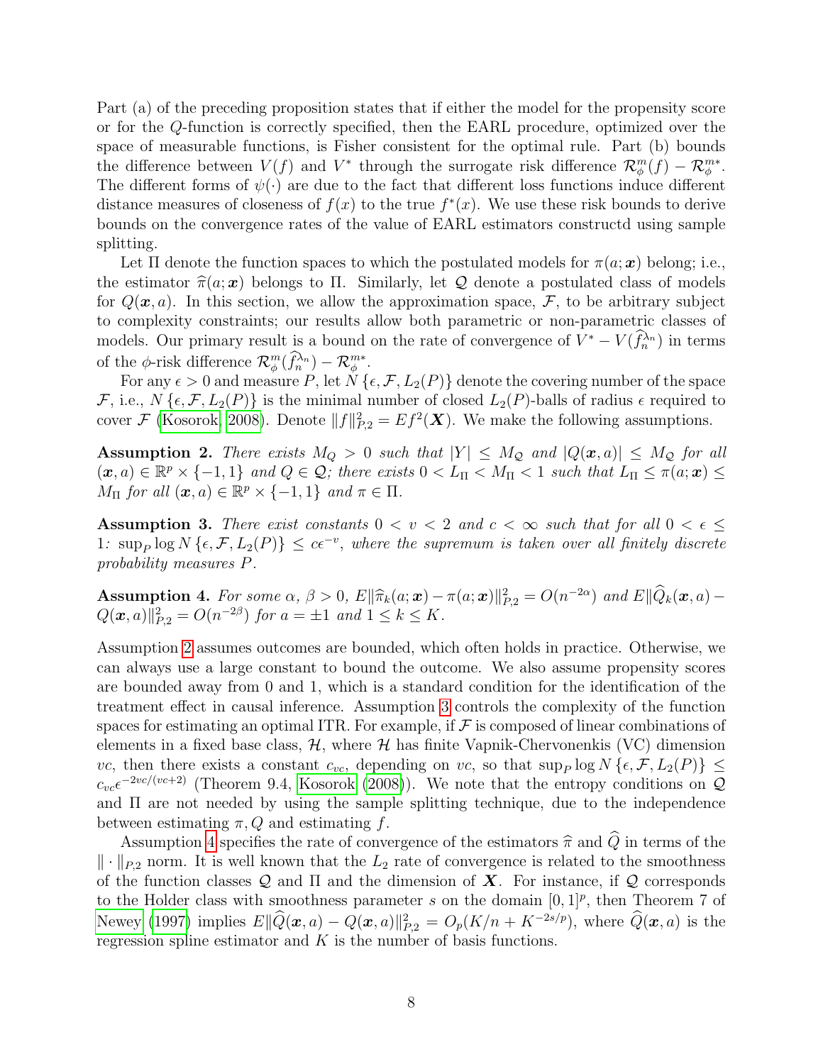Part (a) of the preceding proposition states that if either the model for the propensity score or for the $Q$-function is correctly specified, then the EARL procedure, optimized over the space of measurable functions, is Fisher consistent for the optimal rule. Part (b) bounds the difference between $V(f)$ and $V^*$ through the surrogate risk difference $\mathcal{R}_\phi^m(f) - \mathcal{R}_\phi^{m*}$. The different forms of $\psi(\cdot)$ are due to the fact that different loss functions induce different distance measures of closeness of $f(x)$ to the true $f^*(x)$. We use these risk bounds to derive bounds on the convergence rates of the value of EARL estimators constructd using sample splitting.

Let $\Pi$ denote the function spaces to which the postulated models for $\pi(a;\boldsymbol{x})$ belong; i.e., the estimator $\widehat{\pi}(a;\boldsymbol{x})$ belongs to $\Pi$. Similarly, let $\mathcal{Q}$ denote a postulated class of models for $Q(\boldsymbol{x},a)$. In this section, we allow the approximation space, $\mathcal{F}$, to be arbitrary subject to complexity constraints; our results allow both parametric or non-parametric classes of models. Our primary result is a bound on the rate of convergence of $V^* - V(\widehat{f}_n^{\lambda_n})$ in terms of the $\phi$-risk difference $\mathcal{R}_\phi^m(\widehat{f}_n^{\lambda_n}) - \mathcal{R}_\phi^{m*}$.

For any $\epsilon > 0$ and measure $P$, let $N\{\epsilon, \mathcal{F}, L_2(P)\}$ denote the covering number of the space $\mathcal{F}$, i.e., $N\{\epsilon, \mathcal{F}, L_2(P)\}$ is the minimal number of closed $L_2(P)$-balls of radius $\epsilon$ required to cover $\mathcal{F}$ (Kosorok, 2008). Denote $\|f\|_{P,2}^2 = Ef^2(\boldsymbol{X})$. We make the following assumptions.

**Assumption 2.** *There exists $M_Q > 0$ such that $|Y| \le M_{\mathcal{Q}}$ and $|Q(\boldsymbol{x},a)| \le M_{\mathcal{Q}}$ for all $(\boldsymbol{x},a) \in \mathbb{R}^p \times \{-1,1\}$ and $Q \in \mathcal{Q}$; there exists $0 < L_\Pi < M_\Pi < 1$ such that $L_\Pi \le \pi(a;\boldsymbol{x}) \le M_\Pi$ for all $(\boldsymbol{x},a) \in \mathbb{R}^p \times \{-1,1\}$ and $\pi \in \Pi$.*

**Assumption 3.** *There exist constants $0 < v < 2$ and $c < \infty$ such that for all $0 < \epsilon \le 1$: $\sup_P \log N\{\epsilon, \mathcal{F}, L_2(P)\} \le c\epsilon^{-v}$, where the supremum is taken over all finitely discrete probability measures $P$.*

**Assumption 4.** *For some $\alpha$, $\beta > 0$, $E\|\widehat{\pi}_k(a;\boldsymbol{x}) - \pi(a;\boldsymbol{x})\|_{P,2}^2 = O(n^{-2\alpha})$ and $E\|\widehat{Q}_k(\boldsymbol{x},a) - Q(\boldsymbol{x},a)\|_{P,2}^2 = O(n^{-2\beta})$ for $a = \pm 1$ and $1 \le k \le K$.*

Assumption 2 assumes outcomes are bounded, which often holds in practice. Otherwise, we can always use a large constant to bound the outcome. We also assume propensity scores are bounded away from 0 and 1, which is a standard condition for the identification of the treatment effect in causal inference. Assumption 3 controls the complexity of the function spaces for estimating an optimal ITR. For example, if $\mathcal{F}$ is composed of linear combinations of elements in a fixed base class, $\mathcal{H}$, where $\mathcal{H}$ has finite Vapnik-Chervonenkis (VC) dimension $vc$, then there exists a constant $c_{vc}$, depending on $vc$, so that $\sup_P \log N\{\epsilon, \mathcal{F}, L_2(P)\} \le c_{vc}\epsilon^{-2vc/(vc+2)}$ (Theorem 9.4, Kosorok (2008)). We note that the entropy conditions on $\mathcal{Q}$ and $\Pi$ are not needed by using the sample splitting technique, due to the independence between estimating $\pi, Q$ and estimating $f$.

Assumption 4 specifies the rate of convergence of the estimators $\widehat{\pi}$ and $\widehat{Q}$ in terms of the $\|\cdot\|_{P,2}$ norm. It is well known that the $L_2$ rate of convergence is related to the smoothness of the function classes $\mathcal{Q}$ and $\Pi$ and the dimension of $\boldsymbol{X}$. For instance, if $\mathcal{Q}$ corresponds to the Holder class with smoothness parameter $s$ on the domain $[0,1]^p$, then Theorem 7 of Newey (1997) implies $E\|\widehat{Q}(\boldsymbol{x},a) - Q(\boldsymbol{x},a)\|_{P,2}^2 = O_p(K/n + K^{-2s/p})$, where $\widehat{Q}(\boldsymbol{x},a)$ is the regression spline estimator and $K$ is the number of basis functions.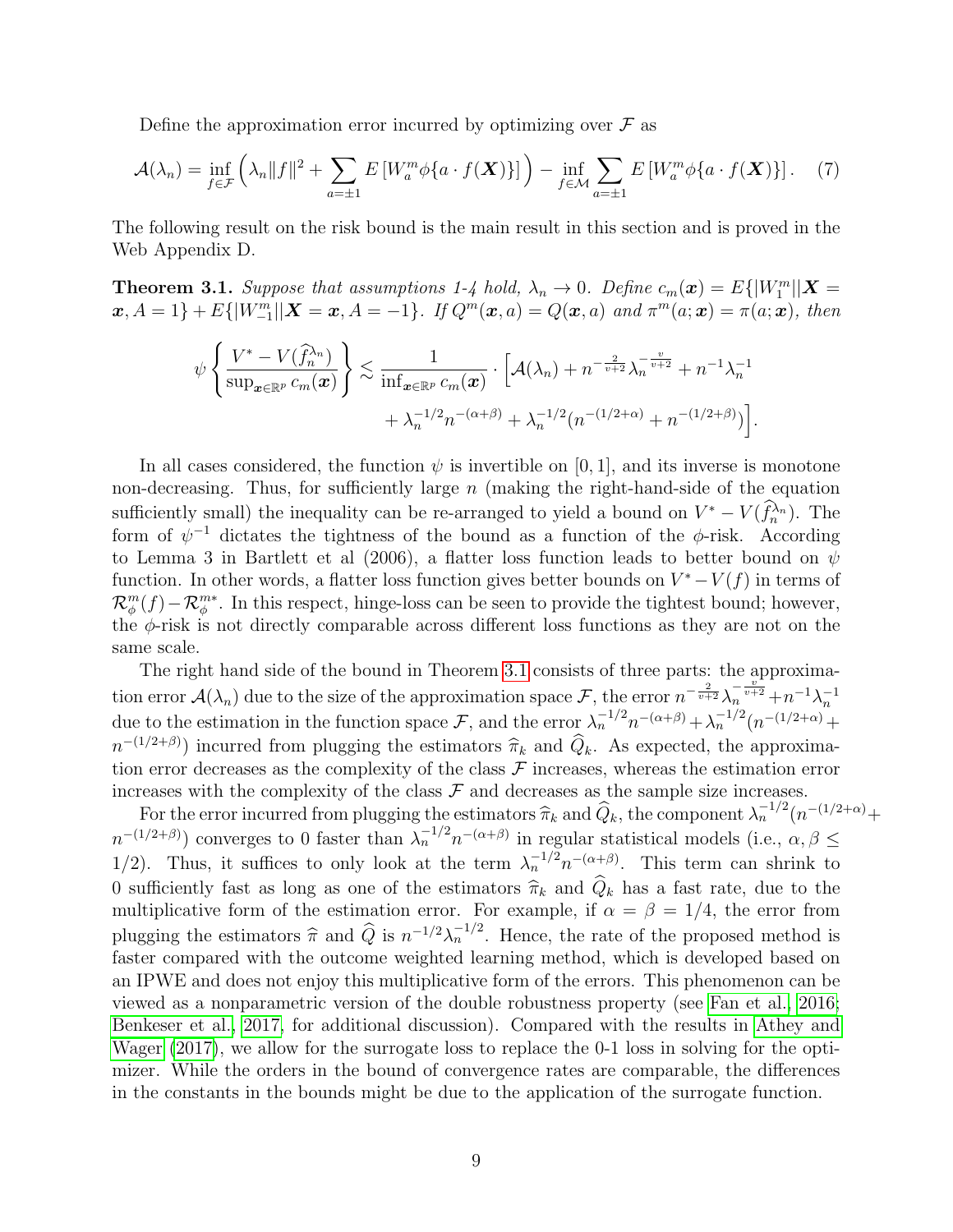Define the approximation error incurred by optimizing over $\mathcal{F}$ as

$$\mathcal{A}(\lambda_n) = \inf_{f \in \mathcal{F}} \left( \lambda_n \|f\|^2 + \sum_{a=\pm 1} E\left[ W_a^m \phi\{a \cdot f(\boldsymbol{X})\} \right] \right) - \inf_{f \in \mathcal{M}} \sum_{a=\pm 1} E\left[ W_a^m \phi\{a \cdot f(\boldsymbol{X})\} \right]. \quad (7)$$

The following result on the risk bound is the main result in this section and is proved in the Web Appendix D.

**Theorem 3.1.** *Suppose that assumptions 1-4 hold, $\lambda_n \to 0$. Define $c_m(\boldsymbol{x}) = E\{|W_1^m| | \boldsymbol{X} = \boldsymbol{x}, A = 1\} + E\{|W_{-1}^m| | \boldsymbol{X} = \boldsymbol{x}, A = -1\}$. If $Q^m(\boldsymbol{x}, a) = Q(\boldsymbol{x}, a)$ and $\pi^m(a; \boldsymbol{x}) = \pi(a; \boldsymbol{x})$, then*

$$\psi\left\{ \frac{V^* - V(\widehat{f}_n^{\lambda_n})}{\sup_{\boldsymbol{x} \in \mathbb{R}^p} c_m(\boldsymbol{x})} \right\} \lesssim \frac{1}{\inf_{\boldsymbol{x} \in \mathbb{R}^p} c_m(\boldsymbol{x})} \cdot \Big[ \mathcal{A}(\lambda_n) + n^{-\frac{2}{v+2}} \lambda_n^{-\frac{v}{v+2}} + n^{-1} \lambda_n^{-1} + \lambda_n^{-1/2} n^{-(\alpha+\beta)} + \lambda_n^{-1/2} (n^{-(1/2+\alpha)} + n^{-(1/2+\beta)}) \Big].$$

In all cases considered, the function $\psi$ is invertible on $[0, 1]$, and its inverse is monotone non-decreasing. Thus, for sufficiently large $n$ (making the right-hand-side of the equation sufficiently small) the inequality can be re-arranged to yield a bound on $V^* - V(\widehat{f}_n^{\lambda_n})$. The form of $\psi^{-1}$ dictates the tightness of the bound as a function of the $\phi$-risk. According to Lemma 3 in Bartlett et al (2006), a flatter loss function leads to better bounds on $\psi$ function. In other words, a flatter loss function gives better bounds on $V^* - V(f)$ in terms of $\mathcal{R}_\phi^m(f) - \mathcal{R}_\phi^{m*}$. In this respect, hinge-loss can be seen to provide the tightest bound; however, the $\phi$-risk is not directly comparable across different loss functions as they are not on the same scale.

The right hand side of the bound in Theorem 3.1 consists of three parts: the approximation error $\mathcal{A}(\lambda_n)$ due to the size of the approximation space $\mathcal{F}$, the error $n^{-\frac{2}{v+2}} \lambda_n^{-\frac{v}{v+2}} + n^{-1} \lambda_n^{-1}$ due to the estimation in the function space $\mathcal{F}$, and the error $\lambda_n^{-1/2} n^{-(\alpha+\beta)} + \lambda_n^{-1/2}(n^{-(1/2+\alpha)} + n^{-(1/2+\beta)})$ incurred from plugging the estimators $\widehat{\pi}_k$ and $\widehat{Q}_k$. As expected, the approximation error decreases as the complexity of the class $\mathcal{F}$ increases, whereas the estimation error increases with the complexity of the class $\mathcal{F}$ and decreases as the sample size increases.

For the error incurred from plugging the estimators $\widehat{\pi}_k$ and $\widehat{Q}_k$, the component $\lambda_n^{-1/2}(n^{-(1/2+\alpha)} + n^{-(1/2+\beta)})$ converges to 0 faster than $\lambda_n^{-1/2} n^{-(\alpha+\beta)}$ in regular statistical models (i.e., $\alpha, \beta \leq 1/2$). Thus, it suffices to only look at the term $\lambda_n^{-1/2} n^{-(\alpha+\beta)}$. This term can shrink to 0 sufficiently fast as long as one of the estimators $\widehat{\pi}_k$ and $\widehat{Q}_k$ has a fast rate, due to the multiplicative form of the estimation error. For example, if $\alpha = \beta = 1/4$, the error from plugging the estimators $\widehat{\pi}$ and $\widehat{Q}$ is $n^{-1/2} \lambda_n^{-1/2}$. Hence, the rate of the proposed method is faster compared with the outcome weighted learning method, which is developed based on an IPWE and does not enjoy this multiplicative form of the errors. This phenomenon can be viewed as a nonparametric version of the double robustness property (see Fan et al., 2016; Benkeser et al., 2017, for additional discussion). Compared with the results in Athey and Wager (2017), we allow for the surrogate loss to replace the 0-1 loss in solving for the optimizer. While the orders in the bound of convergence rates are comparable, the differences in the constants in the bounds might be due to the application of the surrogate function.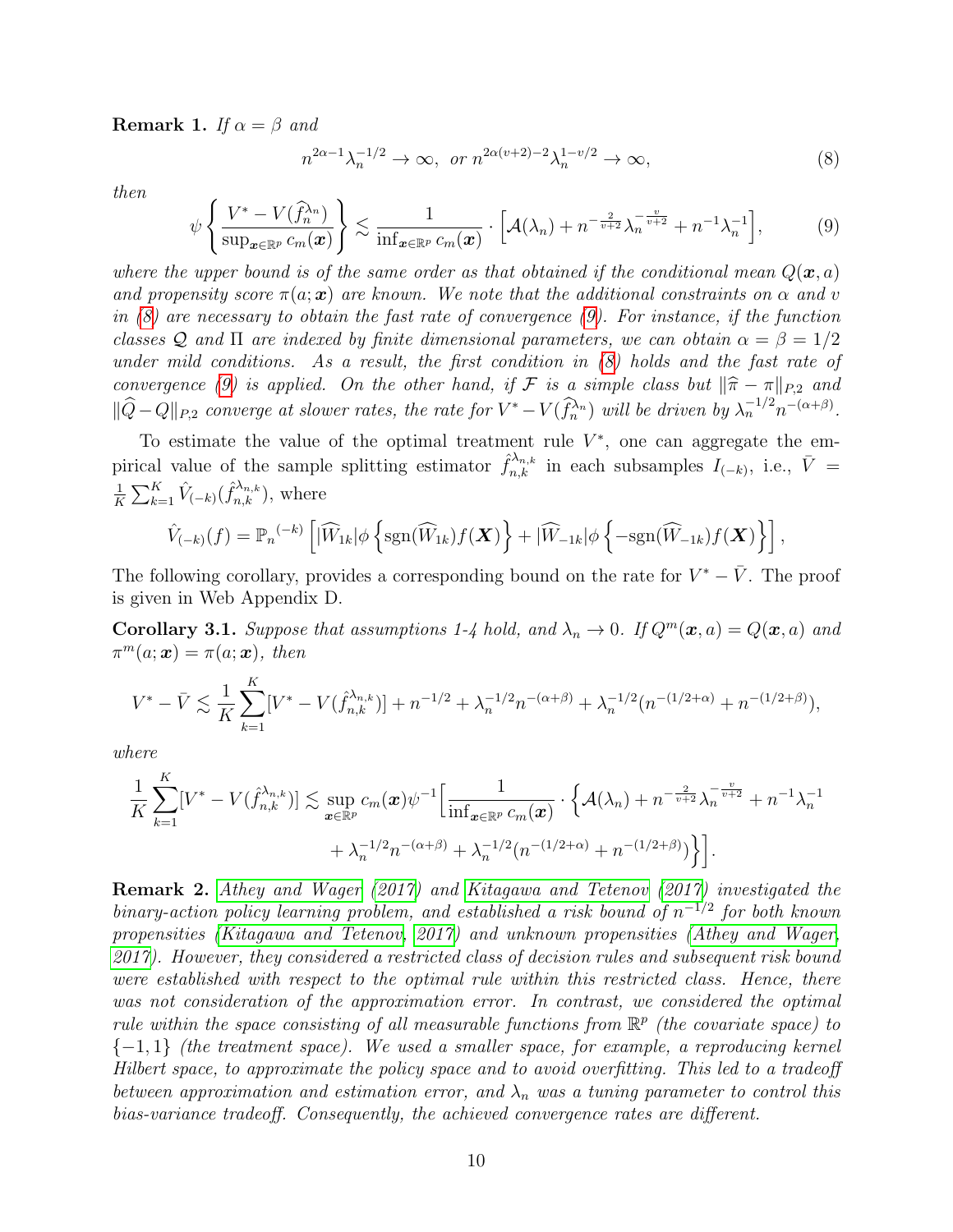**Remark 1.** *If $\alpha = \beta$ and*

$$n^{2\alpha-1}\lambda_n^{-1/2} \to \infty, \ \text{or} \ n^{2\alpha(v+2)-2}\lambda_n^{1-v/2} \to \infty, \tag{8}$$

*then*

$$\psi\left\{\frac{V^* - V(\widehat{f}_n^{\lambda_n})}{\sup_{\boldsymbol{x}\in\mathbb{R}^p} c_m(\boldsymbol{x})}\right\} \lesssim \frac{1}{\inf_{\boldsymbol{x}\in\mathbb{R}^p} c_m(\boldsymbol{x})} \cdot \Big[\mathcal{A}(\lambda_n) + n^{-\frac{2}{v+2}}\lambda_n^{-\frac{v}{v+2}} + n^{-1}\lambda_n^{-1}\Big], \tag{9}$$

*where the upper bound is of the same order as that obtained if the conditional mean $Q(\boldsymbol{x}, a)$ and propensity score $\pi(a; \boldsymbol{x})$ are known. We note that the additional constraints on $\alpha$ and $v$ in (8) are necessary to obtain the fast rate of convergence (9). For instance, if the function classes $\mathcal{Q}$ and $\Pi$ are indexed by finite dimensional parameters, we can obtain $\alpha = \beta = 1/2$ under mild conditions. As a result, the first condition in (8) holds and the fast rate of convergence (9) is applied. On the other hand, if $\mathcal{F}$ is a simple class but $\|\widehat{\pi} - \pi\|_{P,2}$ and $\|\widehat{Q} - Q\|_{P,2}$ converge at slower rates, the rate for $V^* - V(\widehat{f}_n^{\lambda_n})$ will be driven by $\lambda_n^{-1/2}n^{-(\alpha+\beta)}$.*

To estimate the value of the optimal treatment rule $V^*$, one can aggregate the empirical value of the sample splitting estimator $\hat{f}_{n,k}^{\lambda_{n,k}}$ in each subsamples $I_{(-k)}$, i.e., $\bar{V} = \frac{1}{K}\sum_{k=1}^{K}\hat{V}_{(-k)}(\hat{f}_{n,k}^{\lambda_{n,k}})$, where

$$\hat{V}_{(-k)}(f) = \mathbb{P}_n^{(-k)}\left[|\widehat{W}_{1k}|\phi\left\{\text{sgn}(\widehat{W}_{1k})f(\boldsymbol{X})\right\} + |\widehat{W}_{-1k}|\phi\left\{-\text{sgn}(\widehat{W}_{-1k})f(\boldsymbol{X})\right\}\right],$$

The following corollary, provides a corresponding bound on the rate for $V^* - \bar{V}$. The proof is given in Web Appendix D.

**Corollary 3.1.** *Suppose that assumptions 1-4 hold, and $\lambda_n \to 0$. If $Q^m(\boldsymbol{x}, a) = Q(\boldsymbol{x}, a)$ and $\pi^m(a; \boldsymbol{x}) = \pi(a; \boldsymbol{x})$, then*

$$V^* - \bar{V} \lesssim \frac{1}{K}\sum_{k=1}^{K}[V^* - V(\hat{f}_{n,k}^{\lambda_{n,k}})] + n^{-1/2} + \lambda_n^{-1/2}n^{-(\alpha+\beta)} + \lambda_n^{-1/2}(n^{-(1/2+\alpha)} + n^{-(1/2+\beta)}),$$

*where*

$$\frac{1}{K}\sum_{k=1}^{K}[V^* - V(\hat{f}_{n,k}^{\lambda_{n,k}})] \lesssim \sup_{\boldsymbol{x}\in\mathbb{R}^p} c_m(\boldsymbol{x})\psi^{-1}\Big[\frac{1}{\inf_{\boldsymbol{x}\in\mathbb{R}^p} c_m(\boldsymbol{x})} \cdot \Big\{\mathcal{A}(\lambda_n) + n^{-\frac{2}{v+2}}\lambda_n^{-\frac{v}{v+2}} + n^{-1}\lambda_n^{-1} + \lambda_n^{-1/2}n^{-(\alpha+\beta)} + \lambda_n^{-1/2}(n^{-(1/2+\alpha)} + n^{-(1/2+\beta)})\Big\}\Big].$$

**Remark 2.** *Athey and Wager (2017) and Kitagawa and Tetenov (2017) investigated the binary-action policy learning problem, and established a risk bound of $n^{-1/2}$ for both known propensities (Kitagawa and Tetenov, 2017) and unknown propensities (Athey and Wager, 2017). However, they considered a restricted class of decision rules and subsequent risk bound were established with respect to the optimal rule within this restricted class. Hence, there was not consideration of the approximation error. In contrast, we considered the optimal rule within the space consisting of all measurable functions from $\mathbb{R}^p$ (the covariate space) to $\{-1, 1\}$ (the treatment space). We used a smaller space, for example, a reproducing kernel Hilbert space, to approximate the policy space and to avoid overfitting. This led to a tradeoff between approximation and estimation error, and $\lambda_n$ was a tuning parameter to control this bias-variance tradeoff. Consequently, the achieved convergence rates are different.*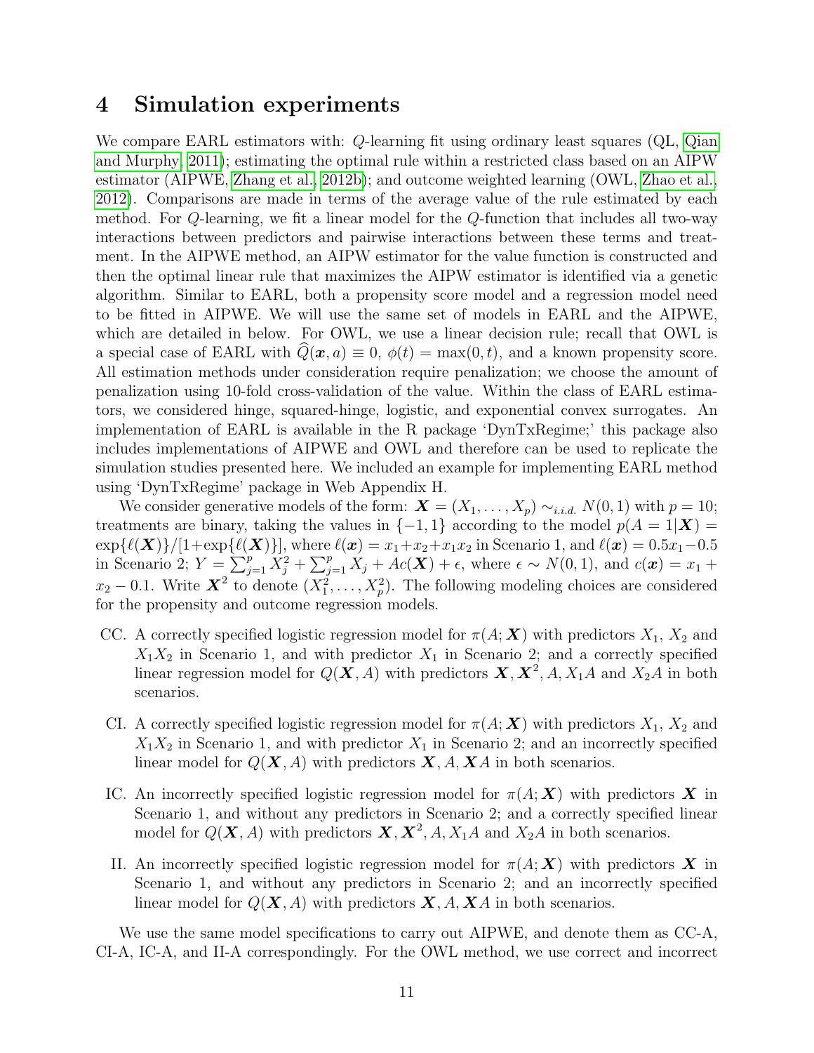## 4 Simulation experiments

We compare EARL estimators with: $Q$-learning fit using ordinary least squares (QL, Qian and Murphy, 2011); estimating the optimal rule within a restricted class based on an AIPW estimator (AIPWE, Zhang et al., 2012b); and outcome weighted learning (OWL, Zhao et al., 2012). Comparisons are made in terms of the average value of the rule estimated by each method. For $Q$-learning, we fit a linear model for the $Q$-function that includes all two-way interactions between predictors and pairwise interactions between these terms and treatment. In the AIPWE method, an AIPW estimator for the value function is constructed and then the optimal linear rule that maximizes the AIPW estimator is identified via a genetic algorithm. Similar to EARL, both a propensity score model and a regression model need to be fitted in AIPWE. We will use the same set of models in EARL and the AIPWE, which are detailed in below. For OWL, we use a linear decision rule; recall that OWL is a special case of EARL with $\widehat{Q}(\boldsymbol{x}, a) \equiv 0$, $\phi(t) = \max(0, t)$, and a known propensity score. All estimation methods under consideration require penalization; we choose the amount of penalization using 10-fold cross-validation of the value. Within the class of EARL estimators, we considered hinge, squared-hinge, logistic, and exponential convex surrogates. An implementation of EARL is available in the R package 'DynTxRegime;' this package also includes implementations of AIPWE and OWL and therefore can be used to replicate the simulation studies presented here. We included an example for implementing EARL method using 'DynTxRegime' package in Web Appendix H.

We consider generative models of the form: $\boldsymbol{X} = (X_1, \ldots, X_p) \sim_{i.i.d.} N(0, 1)$ with $p = 10$; treatments are binary, taking the values in $\{-1, 1\}$ according to the model $p(A = 1|\boldsymbol{X}) = \exp\{\ell(\boldsymbol{X})\}/[1+\exp\{\ell(\boldsymbol{X})\}]$, where $\ell(\boldsymbol{x}) = x_1+x_2+x_1x_2$ in Scenario 1, and $\ell(\boldsymbol{x}) = 0.5x_1-0.5$ in Scenario 2; $Y = \sum_{j=1}^{p} X_j^2 + \sum_{j=1}^{p} X_j + Ac(\boldsymbol{X}) + \epsilon$, where $\epsilon \sim N(0, 1)$, and $c(\boldsymbol{x}) = x_1 + x_2 - 0.1$. Write $\boldsymbol{X}^2$ to denote $(X_1^2, \ldots, X_p^2)$. The following modeling choices are considered for the propensity and outcome regression models.

- CC. A correctly specified logistic regression model for $\pi(A; \boldsymbol{X})$ with predictors $X_1$, $X_2$ and $X_1X_2$ in Scenario 1, and with predictor $X_1$ in Scenario 2; and a correctly specified linear regression model for $Q(\boldsymbol{X}, A)$ with predictors $\boldsymbol{X}, \boldsymbol{X}^2, A, X_1A$ and $X_2A$ in both scenarios.

- CI. A correctly specified logistic regression model for $\pi(A; \boldsymbol{X})$ with predictors $X_1$, $X_2$ and $X_1X_2$ in Scenario 1, and with predictor $X_1$ in Scenario 2; and an incorrectly specified linear model for $Q(\boldsymbol{X}, A)$ with predictors $\boldsymbol{X}, A, \boldsymbol{X}A$ in both scenarios.

- IC. An incorrectly specified logistic regression model for $\pi(A; \boldsymbol{X})$ with predictors $\boldsymbol{X}$ in Scenario 1, and without any predictors in Scenario 2; and a correctly specified linear model for $Q(\boldsymbol{X}, A)$ with predictors $\boldsymbol{X}, \boldsymbol{X}^2, A, X_1A$ and $X_2A$ in both scenarios.

- II. An incorrectly specified logistic regression model for $\pi(A; \boldsymbol{X})$ with predictors $\boldsymbol{X}$ in Scenario 1, and without any predictors in Scenario 2; and an incorrectly specified linear model for $Q(\boldsymbol{X}, A)$ with predictors $\boldsymbol{X}, A, \boldsymbol{X}A$ in both scenarios.

We use the same model specifications to carry out AIPWE, and denote them as CC-A, CI-A, IC-A, and II-A correspondingly. For the OWL method, we use correct and incorrect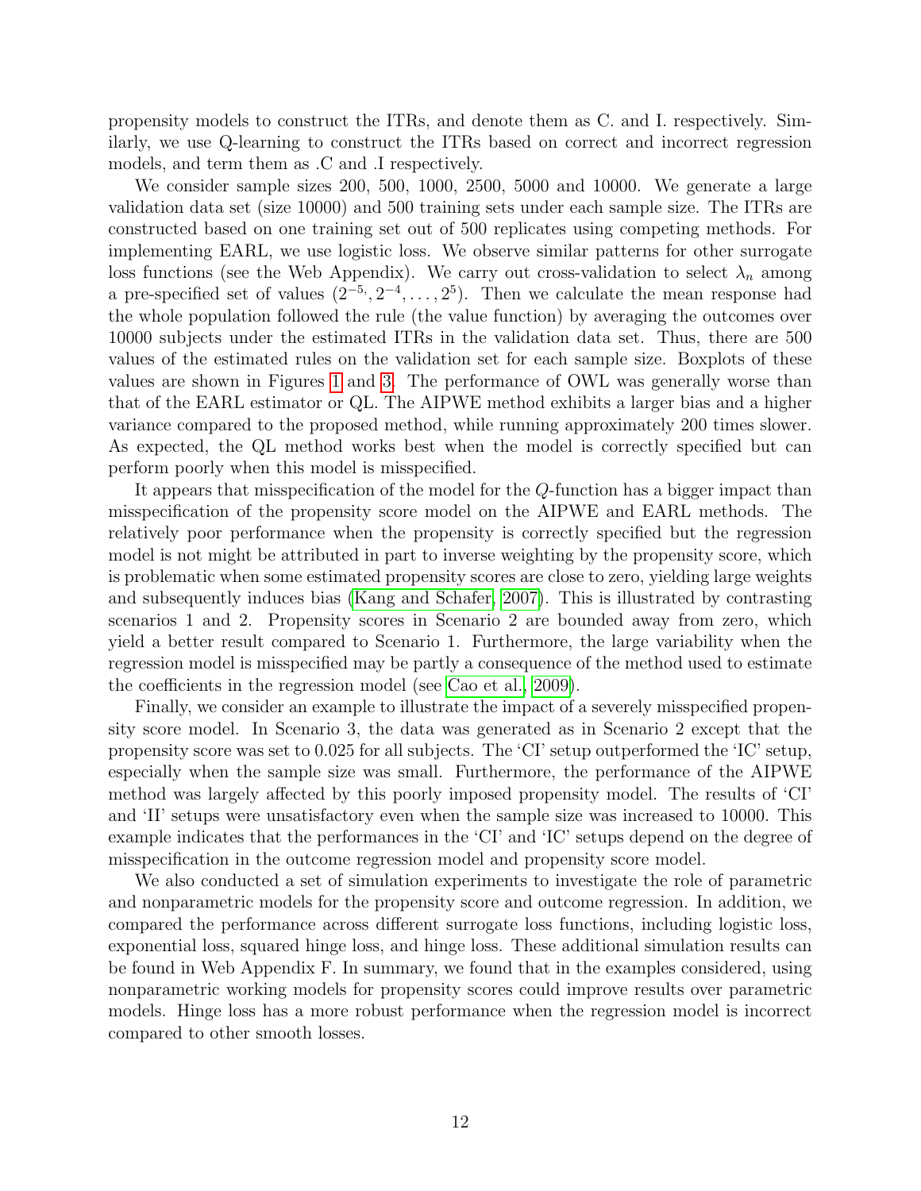propensity models to construct the ITRs, and denote them as C. and I. respectively. Similarly, we use Q-learning to construct the ITRs based on correct and incorrect regression models, and term them as .C and .I respectively.

We consider sample sizes 200, 500, 1000, 2500, 5000 and 10000. We generate a large validation data set (size 10000) and 500 training sets under each sample size. The ITRs are constructed based on one training set out of 500 replicates using competing methods. For implementing EARL, we use logistic loss. We observe similar patterns for other surrogate loss functions (see the Web Appendix). We carry out cross-validation to select $\lambda_n$ among a pre-specified set of values $(2^{-5}, 2^{-4}, \ldots, 2^{5})$. Then we calculate the mean response had the whole population followed the rule (the value function) by averaging the outcomes over 10000 subjects under the estimated ITRs in the validation data set. Thus, there are 500 values of the estimated rules on the validation set for each sample size. Boxplots of these values are shown in Figures 1 and 3. The performance of OWL was generally worse than that of the EARL estimator or QL. The AIPWE method exhibits a larger bias and a higher variance compared to the proposed method, while running approximately 200 times slower. As expected, the QL method works best when the model is correctly specified but can perform poorly when this model is misspecified.

It appears that misspecification of the model for the $Q$-function has a bigger impact than misspecification of the propensity score model on the AIPWE and EARL methods. The relatively poor performance when the propensity is correctly specified but the regression model is not might be attributed in part to inverse weighting by the propensity score, which is problematic when some estimated propensity scores are close to zero, yielding large weights and subsequently induces bias (Kang and Schafer, 2007). This is illustrated by contrasting scenarios 1 and 2. Propensity scores in Scenario 2 are bounded away from zero, which yield a better result compared to Scenario 1. Furthermore, the large variability when the regression model is misspecified may be partly a consequence of the method used to estimate the coefficients in the regression model (see Cao et al., 2009).

Finally, we consider an example to illustrate the impact of a severely misspecified propensity score model. In Scenario 3, the data was generated as in Scenario 2 except that the propensity score was set to 0.025 for all subjects. The 'CI' setup outperformed the 'IC' setup, especially when the sample size was small. Furthermore, the performance of the AIPWE method was largely affected by this poorly imposed propensity model. The results of 'CI' and 'II' setups were unsatisfactory even when the sample size was increased to 10000. This example indicates that the performances in the 'CI' and 'IC' setups depend on the degree of misspecification in the outcome regression model and propensity score model.

We also conducted a set of simulation experiments to investigate the role of parametric and nonparametric models for the propensity score and outcome regression. In addition, we compared the performance across different surrogate loss functions, including logistic loss, exponential loss, squared hinge loss, and hinge loss. These additional simulation results can be found in Web Appendix F. In summary, we found that in the examples considered, using nonparametric working models for propensity scores could improve results over parametric models. Hinge loss has a more robust performance when the regression model is incorrect compared to other smooth losses.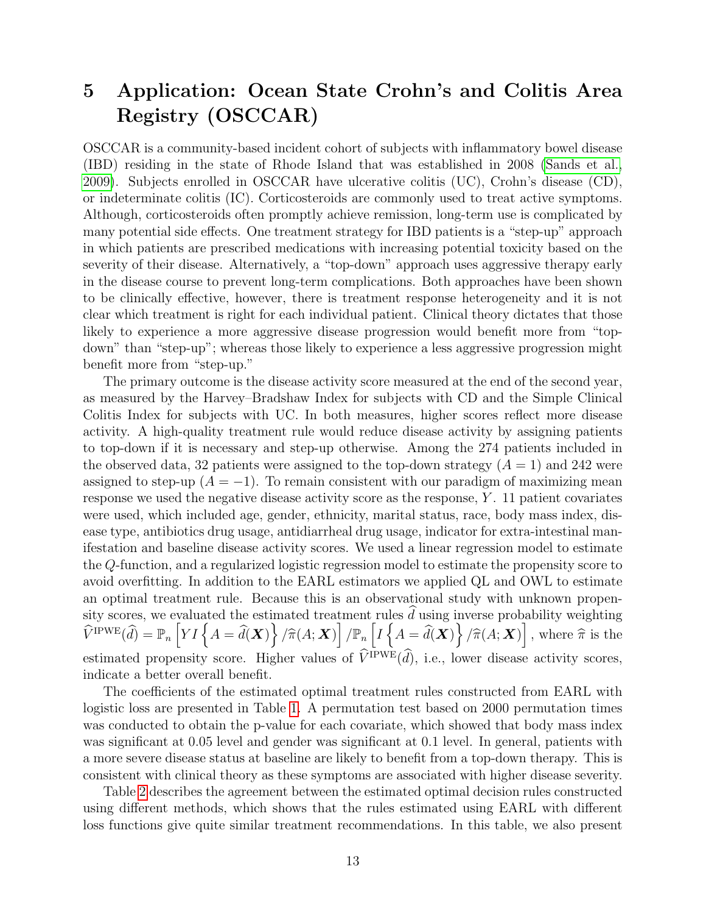# 5 Application: Ocean State Crohn's and Colitis Area Registry (OSCCAR)

OSCCAR is a community-based incident cohort of subjects with inflammatory bowel disease (IBD) residing in the state of Rhode Island that was established in 2008 (Sands et al., 2009). Subjects enrolled in OSCCAR have ulcerative colitis (UC), Crohn's disease (CD), or indeterminate colitis (IC). Corticosteroids are commonly used to treat active symptoms. Although, corticosteroids often promptly achieve remission, long-term use is complicated by many potential side effects. One treatment strategy for IBD patients is a "step-up" approach in which patients are prescribed medications with increasing potential toxicity based on the severity of their disease. Alternatively, a "top-down" approach uses aggressive therapy early in the disease course to prevent long-term complications. Both approaches have been shown to be clinically effective, however, there is treatment response heterogeneity and it is not clear which treatment is right for each individual patient. Clinical theory dictates that those likely to experience a more aggressive disease progression would benefit more from "top-down" than "step-up"; whereas those likely to experience a less aggressive progression might benefit more from "step-up."

The primary outcome is the disease activity score measured at the end of the second year, as measured by the Harvey–Bradshaw Index for subjects with CD and the Simple Clinical Colitis Index for subjects with UC. In both measures, higher scores reflect more disease activity. A high-quality treatment rule would reduce disease activity by assigning patients to top-down if it is necessary and step-up otherwise. Among the 274 patients included in the observed data, 32 patients were assigned to the top-down strategy ($A = 1$) and 242 were assigned to step-up ($A = -1$). To remain consistent with our paradigm of maximizing mean response we used the negative disease activity score as the response, $Y$. 11 patient covariates were used, which included age, gender, ethnicity, marital status, race, body mass index, disease type, antibiotics drug usage, antidiarrheal drug usage, indicator for extra-intestinal manifestation and baseline disease activity scores. We used a linear regression model to estimate the $Q$-function, and a regularized logistic regression model to estimate the propensity score to avoid overfitting. In addition to the EARL estimators we applied QL and OWL to estimate an optimal treatment rule. Because this is an observational study with unknown propensity scores, we evaluated the estimated treatment rules $\widehat{d}$ using inverse probability weighting $\widehat{V}^{\mathrm{IPWE}}(\widehat{d}) = \mathbb{P}_n\left[YI\left\{A = \widehat{d}(\boldsymbol{X})\right\}/\widehat{\pi}(A;\boldsymbol{X})\right]/\mathbb{P}_n\left[I\left\{A = \widehat{d}(\boldsymbol{X})\right\}/\widehat{\pi}(A;\boldsymbol{X})\right]$, where $\widehat{\pi}$ is the estimated propensity score. Higher values of $\widehat{V}^{\mathrm{IPWE}}(\widehat{d})$, i.e., lower disease activity scores, indicate a better overall benefit.

The coefficients of the estimated optimal treatment rules constructed from EARL with logistic loss are presented in Table 1. A permutation test based on 2000 permutation times was conducted to obtain the p-value for each covariate, which showed that body mass index was significant at 0.05 level and gender was significant at 0.1 level. In general, patients with a more severe disease status at baseline are likely to benefit from a top-down therapy. This is consistent with clinical theory as these symptoms are associated with higher disease severity.

Table 2 describes the agreement between the estimated optimal decision rules constructed using different methods, which shows that the rules estimated using EARL with different loss functions give quite similar treatment recommendations. In this table, we also present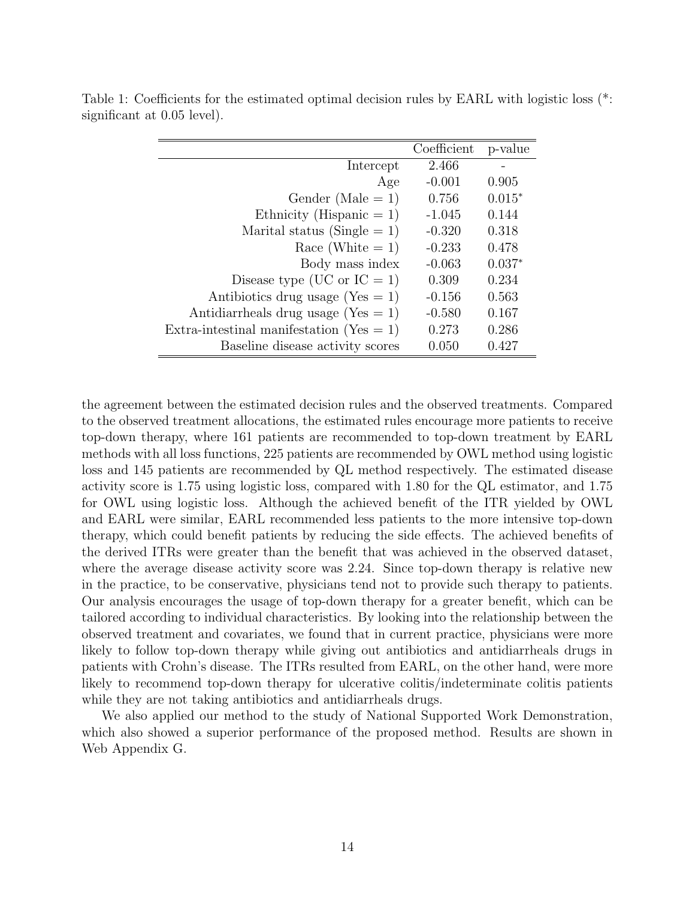Table 1: Coefficients for the estimated optimal decision rules by EARL with logistic loss (*: significant at 0.05 level).

| | Coefficient | p-value |
|---|---|---|
| Intercept | 2.466 | - |
| Age | -0.001 | 0.905 |
| Gender (Male = 1) | 0.756 | 0.015* |
| Ethnicity (Hispanic = 1) | -1.045 | 0.144 |
| Marital status (Single = 1) | -0.320 | 0.318 |
| Race (White = 1) | -0.233 | 0.478 |
| Body mass index | -0.063 | 0.037* |
| Disease type (UC or IC = 1) | 0.309 | 0.234 |
| Antibiotics drug usage (Yes = 1) | -0.156 | 0.563 |
| Antidiarrheals drug usage (Yes = 1) | -0.580 | 0.167 |
| Extra-intestinal manifestation (Yes = 1) | 0.273 | 0.286 |
| Baseline disease activity scores | 0.050 | 0.427 |

the agreement between the estimated decision rules and the observed treatments. Compared to the observed treatment allocations, the estimated rules encourage more patients to receive top-down therapy, where 161 patients are recommended to top-down treatment by EARL methods with all loss functions, 225 patients are recommended by OWL method using logistic loss and 145 patients are recommended by QL method respectively. The estimated disease activity score is 1.75 using logistic loss, compared with 1.80 for the QL estimator, and 1.75 for OWL using logistic loss. Although the achieved benefit of the ITR yielded by OWL and EARL were similar, EARL recommended less patients to the more intensive top-down therapy, which could benefit patients by reducing the side effects. The achieved benefits of the derived ITRs were greater than the benefit that was achieved in the observed dataset, where the average disease activity score was 2.24. Since top-down therapy is relative new in the practice, to be conservative, physicians tend not to provide such therapy to patients. Our analysis encourages the usage of top-down therapy for a greater benefit, which can be tailored according to individual characteristics. By looking into the relationship between the observed treatment and covariates, we found that in current practice, physicians were more likely to follow top-down therapy while giving out antibiotics and antidiarrheals drugs in patients with Crohn's disease. The ITRs resulted from EARL, on the other hand, were more likely to recommend top-down therapy for ulcerative colitis/indeterminate colitis patients while they are not taking antibiotics and antidiarrheals drugs.

We also applied our method to the study of National Supported Work Demonstration, which also showed a superior performance of the proposed method. Results are shown in Web Appendix G.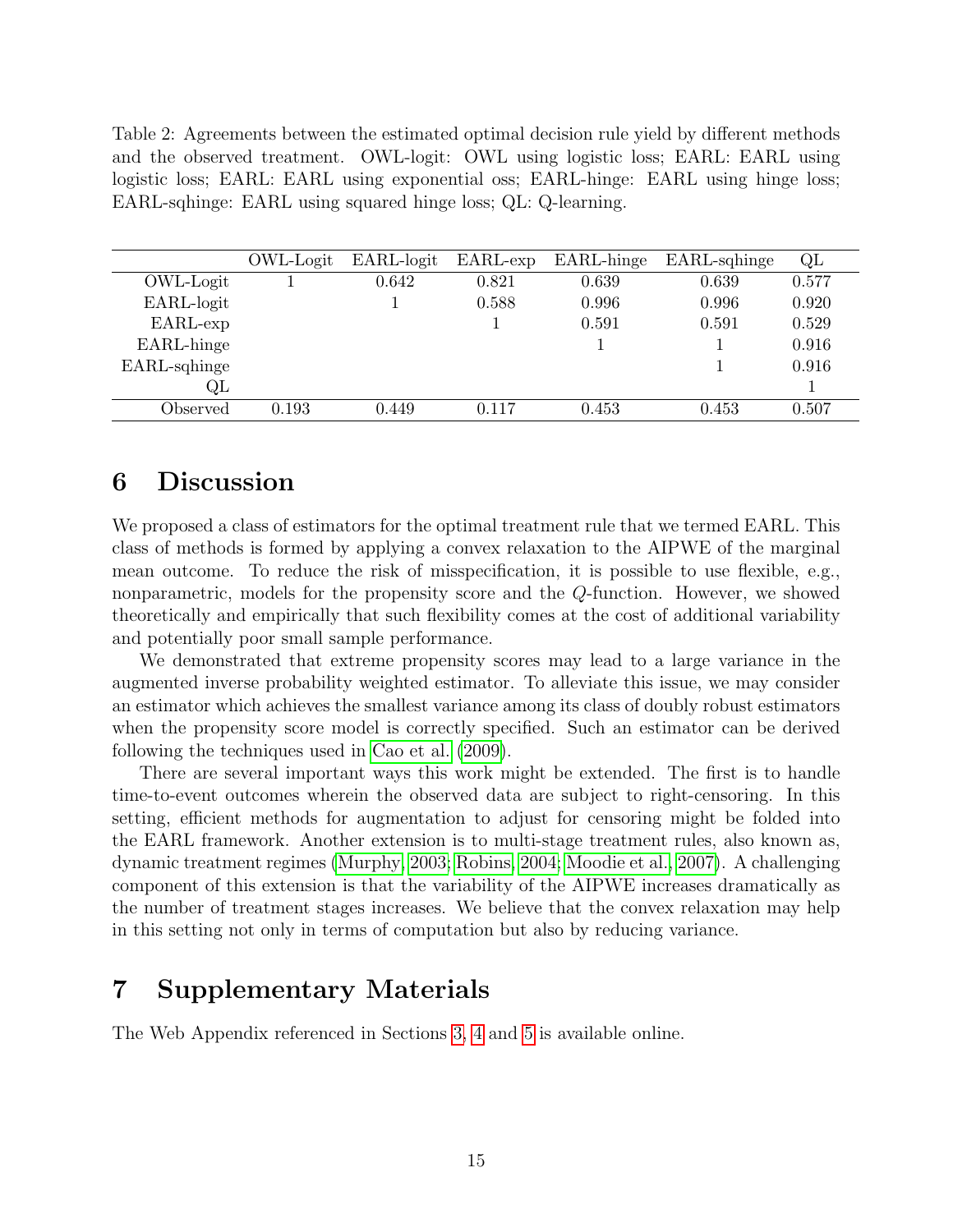Table 2: Agreements between the estimated optimal decision rule yield by different methods and the observed treatment. OWL-logit: OWL using logistic loss; EARL: EARL using logistic loss; EARL: EARL using exponential oss; EARL-hinge: EARL using hinge loss; EARL-sqhinge: EARL using squared hinge loss; QL: Q-learning.

| | OWL-Logit | EARL-logit | EARL-exp | EARL-hinge | EARL-sqhinge | QL |
|---|---|---|---|---|---|---|
| OWL-Logit | 1 | 0.642 | 0.821 | 0.639 | 0.639 | 0.577 |
| EARL-logit | | 1 | 0.588 | 0.996 | 0.996 | 0.920 |
| EARL-exp | | | 1 | 0.591 | 0.591 | 0.529 |
| EARL-hinge | | | | 1 | 1 | 0.916 |
| EARL-sqhinge | | | | | 1 | 0.916 |
| QL | | | | | | 1 |
| Observed | 0.193 | 0.449 | 0.117 | 0.453 | 0.453 | 0.507 |

# 6 Discussion

We proposed a class of estimators for the optimal treatment rule that we termed EARL. This class of methods is formed by applying a convex relaxation to the AIPWE of the marginal mean outcome. To reduce the risk of misspecification, it is possible to use flexible, e.g., nonparametric, models for the propensity score and the $Q$-function. However, we showed theoretically and empirically that such flexibility comes at the cost of additional variability and potentially poor small sample performance.

We demonstrated that extreme propensity scores may lead to a large variance in the augmented inverse probability weighted estimator. To alleviate this issue, we may consider an estimator which achieves the smallest variance among its class of doubly robust estimators when the propensity score model is correctly specified. Such an estimator can be derived following the techniques used in Cao et al. (2009).

There are several important ways this work might be extended. The first is to handle time-to-event outcomes wherein the observed data are subject to right-censoring. In this setting, efficient methods for augmentation to adjust for censoring might be folded into the EARL framework. Another extension is to multi-stage treatment rules, also known as, dynamic treatment regimes (Murphy, 2003; Robins, 2004; Moodie et al., 2007). A challenging component of this extension is that the variability of the AIPWE increases dramatically as the number of treatment stages increases. We believe that the convex relaxation may help in this setting not only in terms of computation but also by reducing variance.

# 7 Supplementary Materials

The Web Appendix referenced in Sections 3, 4 and 5 is available online.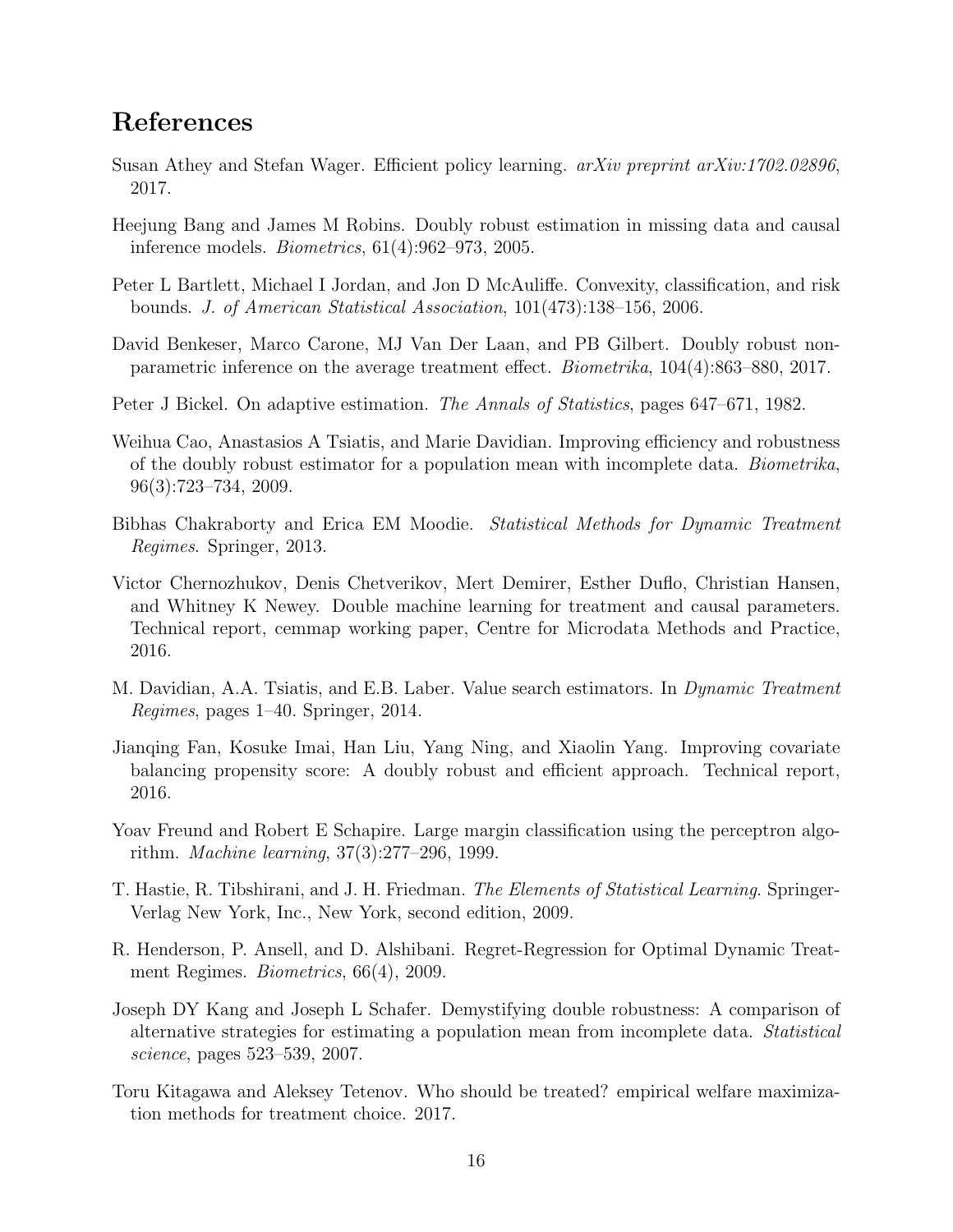## References

Susan Athey and Stefan Wager. Efficient policy learning. *arXiv preprint arXiv:1702.02896*, 2017.

Heejung Bang and James M Robins. Doubly robust estimation in missing data and causal inference models. *Biometrics*, 61(4):962–973, 2005.

Peter L Bartlett, Michael I Jordan, and Jon D McAuliffe. Convexity, classification, and risk bounds. *J. of American Statistical Association*, 101(473):138–156, 2006.

David Benkeser, Marco Carone, MJ Van Der Laan, and PB Gilbert. Doubly robust nonparametric inference on the average treatment effect. *Biometrika*, 104(4):863–880, 2017.

Peter J Bickel. On adaptive estimation. *The Annals of Statistics*, pages 647–671, 1982.

Weihua Cao, Anastasios A Tsiatis, and Marie Davidian. Improving efficiency and robustness of the doubly robust estimator for a population mean with incomplete data. *Biometrika*, 96(3):723–734, 2009.

Bibhas Chakraborty and Erica EM Moodie. *Statistical Methods for Dynamic Treatment Regimes*. Springer, 2013.

Victor Chernozhukov, Denis Chetverikov, Mert Demirer, Esther Duflo, Christian Hansen, and Whitney K Newey. Double machine learning for treatment and causal parameters. Technical report, cemmap working paper, Centre for Microdata Methods and Practice, 2016.

M. Davidian, A.A. Tsiatis, and E.B. Laber. Value search estimators. In *Dynamic Treatment Regimes*, pages 1–40. Springer, 2014.

Jianqing Fan, Kosuke Imai, Han Liu, Yang Ning, and Xiaolin Yang. Improving covariate balancing propensity score: A doubly robust and efficient approach. Technical report, 2016.

Yoav Freund and Robert E Schapire. Large margin classification using the perceptron algorithm. *Machine learning*, 37(3):277–296, 1999.

T. Hastie, R. Tibshirani, and J. H. Friedman. *The Elements of Statistical Learning*. Springer-Verlag New York, Inc., New York, second edition, 2009.

R. Henderson, P. Ansell, and D. Alshibani. Regret-Regression for Optimal Dynamic Treatment Regimes. *Biometrics*, 66(4), 2009.

Joseph DY Kang and Joseph L Schafer. Demystifying double robustness: A comparison of alternative strategies for estimating a population mean from incomplete data. *Statistical science*, pages 523–539, 2007.

Toru Kitagawa and Aleksey Tetenov. Who should be treated? empirical welfare maximization methods for treatment choice. 2017.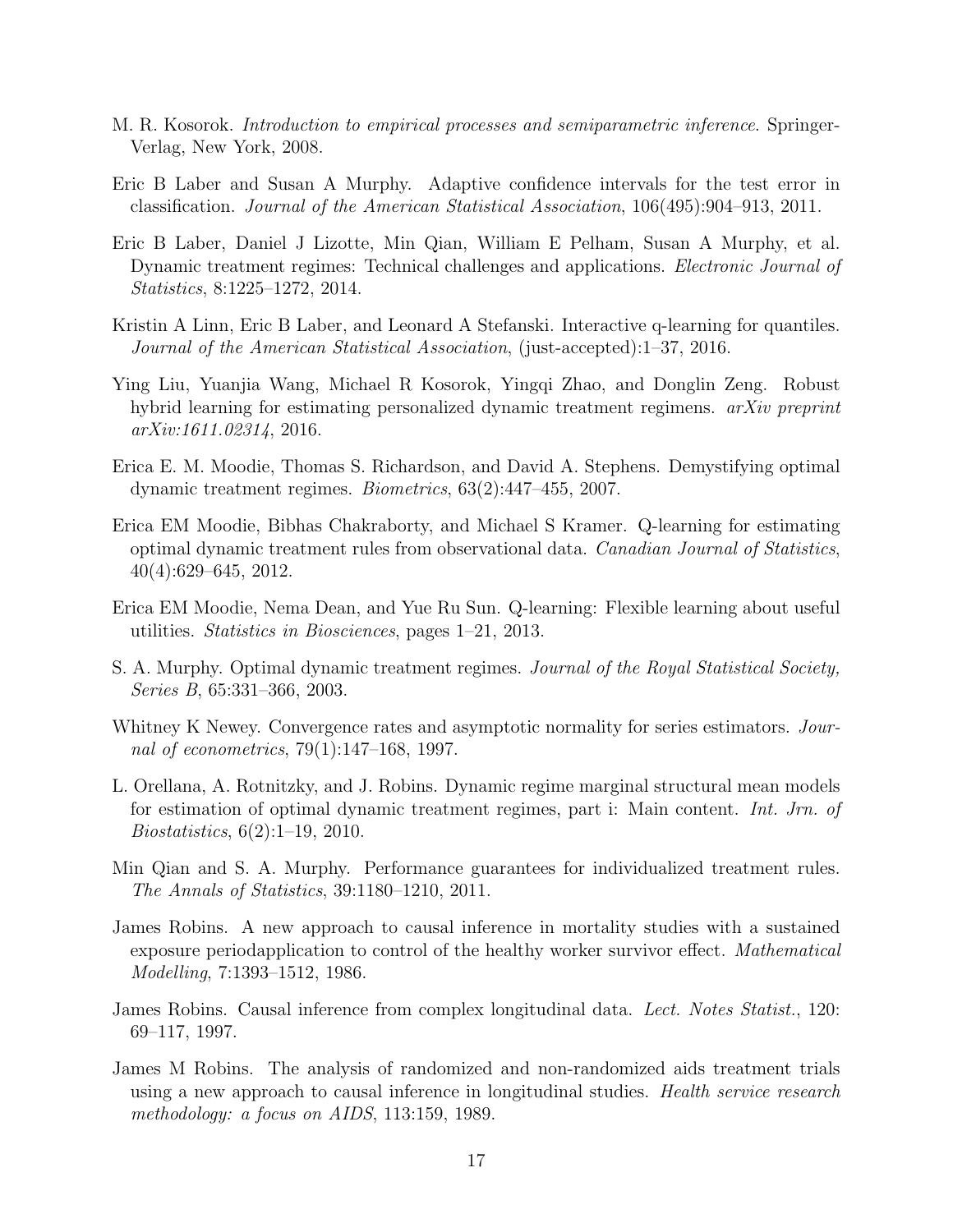M. R. Kosorok. *Introduction to empirical processes and semiparametric inference*. Springer-Verlag, New York, 2008.

Eric B Laber and Susan A Murphy. Adaptive confidence intervals for the test error in classification. *Journal of the American Statistical Association*, 106(495):904–913, 2011.

Eric B Laber, Daniel J Lizotte, Min Qian, William E Pelham, Susan A Murphy, et al. Dynamic treatment regimes: Technical challenges and applications. *Electronic Journal of Statistics*, 8:1225–1272, 2014.

Kristin A Linn, Eric B Laber, and Leonard A Stefanski. Interactive q-learning for quantiles. *Journal of the American Statistical Association*, (just-accepted):1–37, 2016.

Ying Liu, Yuanjia Wang, Michael R Kosorok, Yingqi Zhao, and Donglin Zeng. Robust hybrid learning for estimating personalized dynamic treatment regimens. *arXiv preprint arXiv:1611.02314*, 2016.

Erica E. M. Moodie, Thomas S. Richardson, and David A. Stephens. Demystifying optimal dynamic treatment regimes. *Biometrics*, 63(2):447–455, 2007.

Erica EM Moodie, Bibhas Chakraborty, and Michael S Kramer. Q-learning for estimating optimal dynamic treatment rules from observational data. *Canadian Journal of Statistics*, 40(4):629–645, 2012.

Erica EM Moodie, Nema Dean, and Yue Ru Sun. Q-learning: Flexible learning about useful utilities. *Statistics in Biosciences*, pages 1–21, 2013.

S. A. Murphy. Optimal dynamic treatment regimes. *Journal of the Royal Statistical Society, Series B*, 65:331–366, 2003.

Whitney K Newey. Convergence rates and asymptotic normality for series estimators. *Journal of econometrics*, 79(1):147–168, 1997.

L. Orellana, A. Rotnitzky, and J. Robins. Dynamic regime marginal structural mean models for estimation of optimal dynamic treatment regimes, part i: Main content. *Int. Jrn. of Biostatistics*, 6(2):1–19, 2010.

Min Qian and S. A. Murphy. Performance guarantees for individualized treatment rules. *The Annals of Statistics*, 39:1180–1210, 2011.

James Robins. A new approach to causal inference in mortality studies with a sustained exposure periodapplication to control of the healthy worker survivor effect. *Mathematical Modelling*, 7:1393–1512, 1986.

James Robins. Causal inference from complex longitudinal data. *Lect. Notes Statist.*, 120: 69–117, 1997.

James M Robins. The analysis of randomized and non-randomized aids treatment trials using a new approach to causal inference in longitudinal studies. *Health service research methodology: a focus on AIDS*, 113:159, 1989.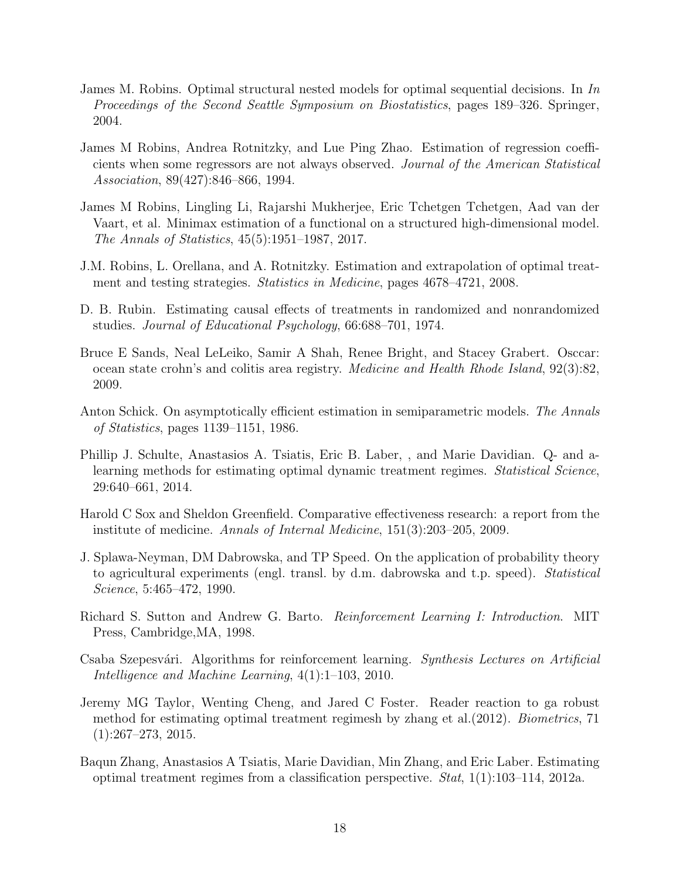James M. Robins. Optimal structural nested models for optimal sequential decisions. In *In Proceedings of the Second Seattle Symposium on Biostatistics*, pages 189–326. Springer, 2004.

James M Robins, Andrea Rotnitzky, and Lue Ping Zhao. Estimation of regression coefficients when some regressors are not always observed. *Journal of the American Statistical Association*, 89(427):846–866, 1994.

James M Robins, Lingling Li, Rajarshi Mukherjee, Eric Tchetgen Tchetgen, Aad van der Vaart, et al. Minimax estimation of a functional on a structured high-dimensional model. *The Annals of Statistics*, 45(5):1951–1987, 2017.

J.M. Robins, L. Orellana, and A. Rotnitzky. Estimation and extrapolation of optimal treatment and testing strategies. *Statistics in Medicine*, pages 4678–4721, 2008.

D. B. Rubin. Estimating causal effects of treatments in randomized and nonrandomized studies. *Journal of Educational Psychology*, 66:688–701, 1974.

Bruce E Sands, Neal LeLeiko, Samir A Shah, Renee Bright, and Stacey Grabert. Osccar: ocean state crohn's and colitis area registry. *Medicine and Health Rhode Island*, 92(3):82, 2009.

Anton Schick. On asymptotically efficient estimation in semiparametric models. *The Annals of Statistics*, pages 1139–1151, 1986.

Phillip J. Schulte, Anastasios A. Tsiatis, Eric B. Laber, , and Marie Davidian. Q- and a-learning methods for estimating optimal dynamic treatment regimes. *Statistical Science*, 29:640–661, 2014.

Harold C Sox and Sheldon Greenfield. Comparative effectiveness research: a report from the institute of medicine. *Annals of Internal Medicine*, 151(3):203–205, 2009.

J. Splawa-Neyman, DM Dabrowska, and TP Speed. On the application of probability theory to agricultural experiments (engl. transl. by d.m. dabrowska and t.p. speed). *Statistical Science*, 5:465–472, 1990.

Richard S. Sutton and Andrew G. Barto. *Reinforcement Learning I: Introduction*. MIT Press, Cambridge,MA, 1998.

Csaba Szepesvári. Algorithms for reinforcement learning. *Synthesis Lectures on Artificial Intelligence and Machine Learning*, 4(1):1–103, 2010.

Jeremy MG Taylor, Wenting Cheng, and Jared C Foster. Reader reaction to ga robust method for estimating optimal treatment regimesh by zhang et al.(2012). *Biometrics*, 71 (1):267–273, 2015.

Baqun Zhang, Anastasios A Tsiatis, Marie Davidian, Min Zhang, and Eric Laber. Estimating optimal treatment regimes from a classification perspective. *Stat*, 1(1):103–114, 2012a.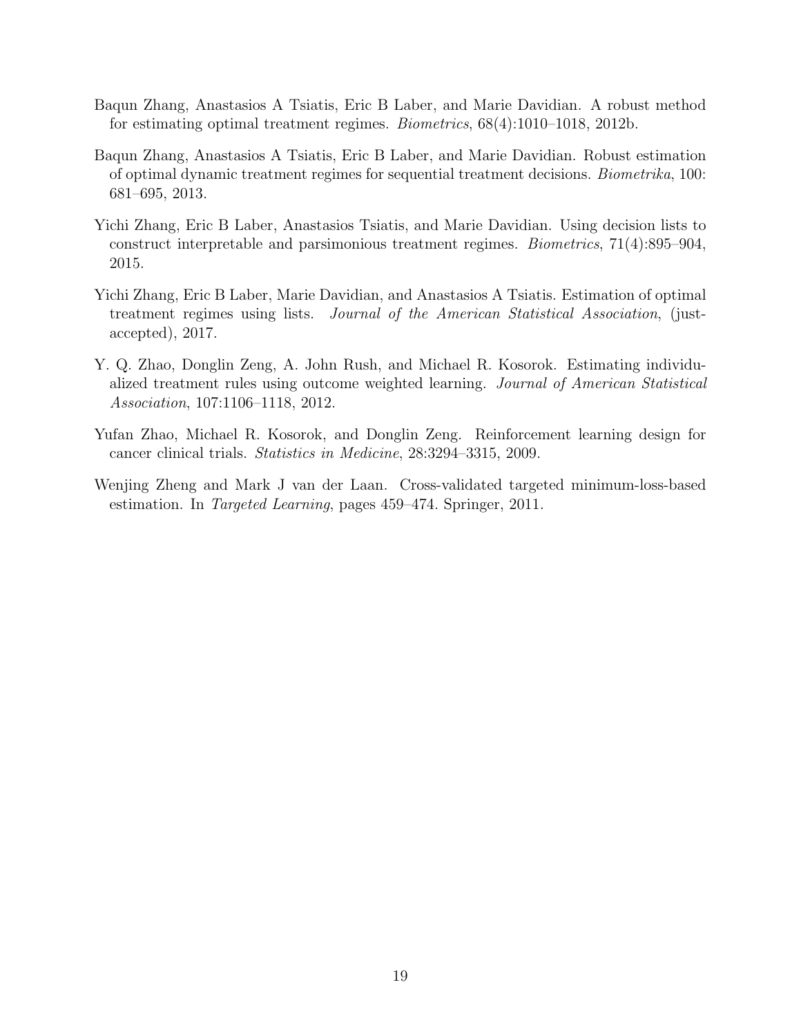Baqun Zhang, Anastasios A Tsiatis, Eric B Laber, and Marie Davidian. A robust method for estimating optimal treatment regimes. *Biometrics*, 68(4):1010–1018, 2012b.

Baqun Zhang, Anastasios A Tsiatis, Eric B Laber, and Marie Davidian. Robust estimation of optimal dynamic treatment regimes for sequential treatment decisions. *Biometrika*, 100: 681–695, 2013.

Yichi Zhang, Eric B Laber, Anastasios Tsiatis, and Marie Davidian. Using decision lists to construct interpretable and parsimonious treatment regimes. *Biometrics*, 71(4):895–904, 2015.

Yichi Zhang, Eric B Laber, Marie Davidian, and Anastasios A Tsiatis. Estimation of optimal treatment regimes using lists. *Journal of the American Statistical Association*, (just-accepted), 2017.

Y. Q. Zhao, Donglin Zeng, A. John Rush, and Michael R. Kosorok. Estimating individualized treatment rules using outcome weighted learning. *Journal of American Statistical Association*, 107:1106–1118, 2012.

Yufan Zhao, Michael R. Kosorok, and Donglin Zeng. Reinforcement learning design for cancer clinical trials. *Statistics in Medicine*, 28:3294–3315, 2009.

Wenjing Zheng and Mark J van der Laan. Cross-validated targeted minimum-loss-based estimation. In *Targeted Learning*, pages 459–474. Springer, 2011.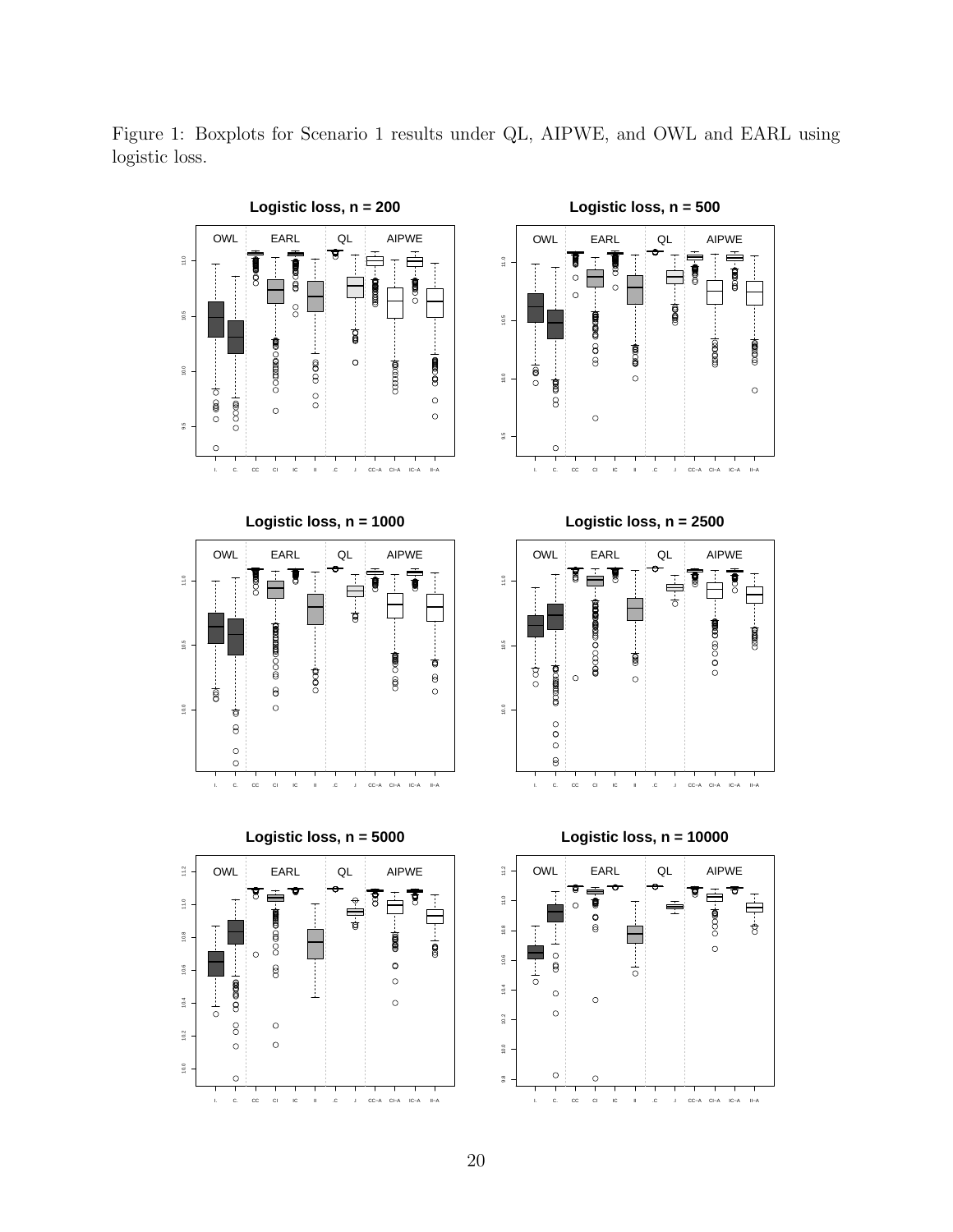Figure 1: Boxplots for Scenario 1 results under QL, AIPWE, and OWL and EARL using logistic loss.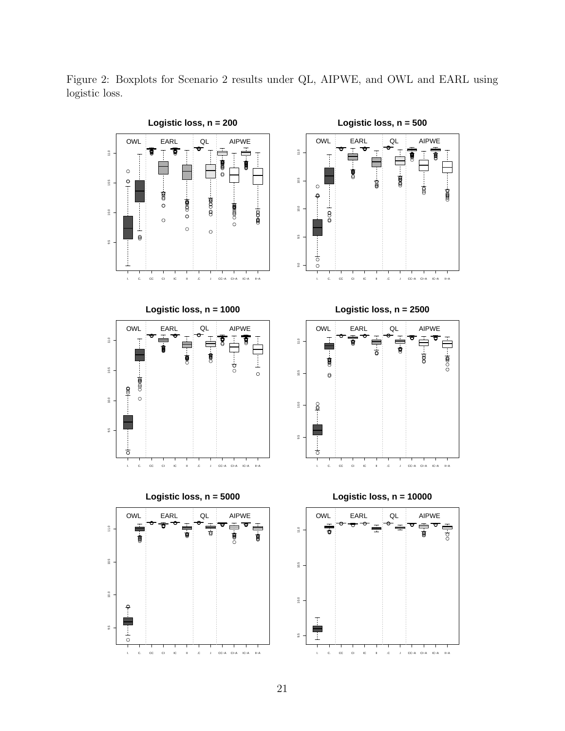Figure 2: Boxplots for Scenario 2 results under QL, AIPWE, and OWL and EARL using logistic loss.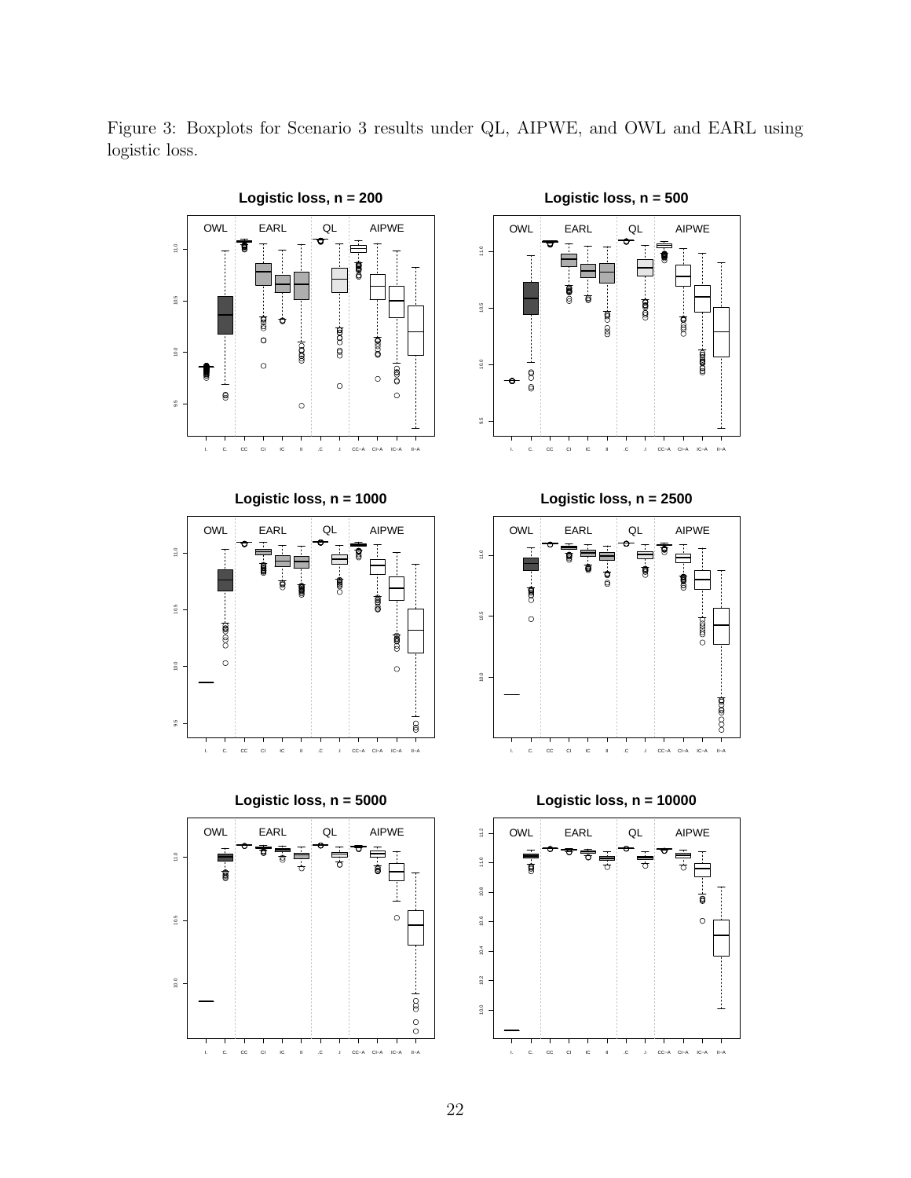Figure 3: Boxplots for Scenario 3 results under QL, AIPWE, and OWL and EARL using logistic loss.

**Logistic loss, n = 200**

OWL EARL QL AIPWE

11.0 10.5 10.0 9.5

I. C. CC CI IC II .C .I CC-A CI-A IC-A II-A

**Logistic loss, n = 500**

OWL EARL QL AIPWE

11.0 10.5 10.0 9.5

I. C. CC CI IC II .C .I CC-A CI-A IC-A II-A

**Logistic loss, n = 1000**

OWL EARL QL AIPWE

11.0 10.5 10.0 9.5

I. C. CC CI IC II .C .I CC-A CI-A IC-A II-A

**Logistic loss, n = 2500**

OWL EARL QL AIPWE

11.0 10.5 10.0

I. C. CC CI IC II .C .I CC-A CI-A IC-A II-A

**Logistic loss, n = 5000**

OWL EARL QL AIPWE

11.0 10.5 10.0

I. C. CC CI IC II .C .I CC-A CI-A IC-A II-A

**Logistic loss, n = 10000**

OWL EARL QL AIPWE

11.2 11.0 10.8 10.6 10.4 10.2 10.0

I. C. CC CI IC II .C .I CC-A CI-A IC-A II-A